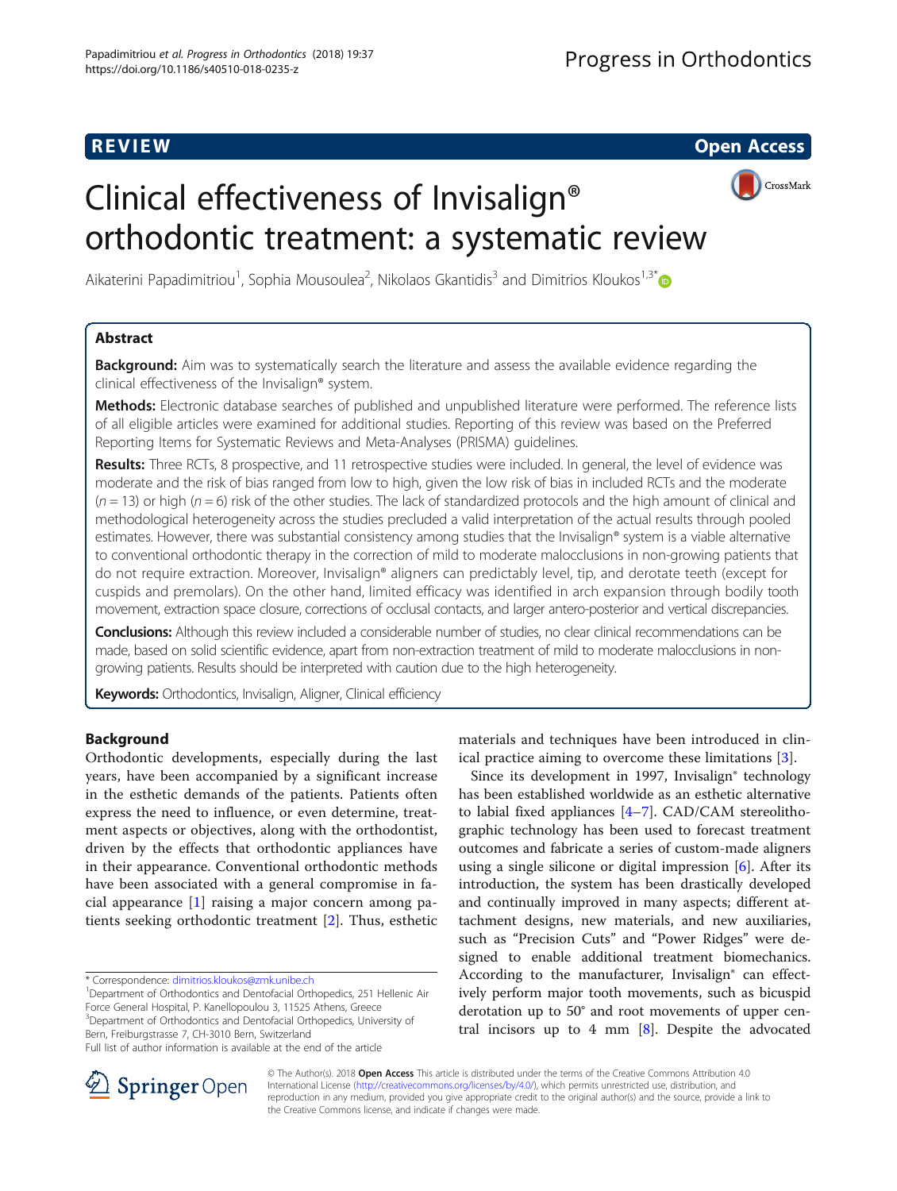REVIEW Open Access

# Clinical effectiveness of Invisalign® orthodontic treatment: a systematic review

Aikaterini Papadimitriou[1], Sophia Mousoulea[2], Nikolaos Gkantidis[3] and Dimitrios Kloukos[1,3*]

## Abstract

**Background:** Aim was to systematically search the literature and assess the available evidence regarding the clinical effectiveness of the Invisalign® system.

**Methods:** Electronic database searches of published and unpublished literature were performed. The reference lists of all eligible articles were examined for additional studies. Reporting of this review was based on the Preferred Reporting Items for Systematic Reviews and Meta-Analyses (PRISMA) guidelines.

**Results:** Three RCTs, 8 prospective, and 11 retrospective studies were included. In general, the level of evidence was moderate and the risk of bias ranged from low to high, given the low risk of bias in included RCTs and the moderate ($n = 13$) or high ($n = 6$) risk of the other studies. The lack of standardized protocols and the high amount of clinical and methodological heterogeneity across the studies precluded a valid interpretation of the actual results through pooled estimates. However, there was substantial consistency among studies that the Invisalign® system is a viable alternative to conventional orthodontic therapy in the correction of mild to moderate malocclusions in non-growing patients that do not require extraction. Moreover, Invisalign® aligners can predictably level, tip, and derotate teeth (except for cuspids and premolars). On the other hand, limited efficacy was identified in arch expansion through bodily tooth movement, extraction space closure, corrections of occlusal contacts, and larger antero-posterior and vertical discrepancies.

**Conclusions:** Although this review included a considerable number of studies, no clear clinical recommendations can be made, based on solid scientific evidence, apart from non-extraction treatment of mild to moderate malocclusions in non-growing patients. Results should be interpreted with caution due to the high heterogeneity.

**Keywords:** Orthodontics, Invisalign, Aligner, Clinical efficiency

## Background

Orthodontic developments, especially during the last years, have been accompanied by a significant increase in the esthetic demands of the patients. Patients often express the need to influence, or even determine, treatment aspects or objectives, along with the orthodontist, driven by the effects that orthodontic appliances have in their appearance. Conventional orthodontic methods have been associated with a general compromise in facial appearance [1] raising a major concern among patients seeking orthodontic treatment [2]. Thus, esthetic materials and techniques have been introduced in clinical practice aiming to overcome these limitations [3].

Since its development in 1997, Invisalign® technology has been established worldwide as an esthetic alternative to labial fixed appliances [4–7]. CAD/CAM stereolithographic technology has been used to forecast treatment outcomes and fabricate a series of custom-made aligners using a single silicone or digital impression [6]. After its introduction, the system has been drastically developed and continually improved in many aspects; different attachment designs, new materials, and new auxiliaries, such as "Precision Cuts" and "Power Ridges" were designed to enable additional treatment biomechanics. According to the manufacturer, Invisalign® can effectively perform major tooth movements, such as bicuspid derotation up to 50° and root movements of upper central incisors up to 4 mm [8]. Despite the advocated

* Correspondence: dimitrios.kloukos@zmk.unibe.ch
[1]Department of Orthodontics and Dentofacial Orthopedics, 251 Hellenic Air Force General Hospital, P. Kanellopoulou 3, 11525 Athens, Greece
[3]Department of Orthodontics and Dentofacial Orthopedics, University of Bern, Freiburgstrasse 7, CH-3010 Bern, Switzerland
Full list of author information is available at the end of the article

© The Author(s). 2018 **Open Access** This article is distributed under the terms of the Creative Commons Attribution 4.0 International License (http://creativecommons.org/licenses/by/4.0/), which permits unrestricted use, distribution, and reproduction in any medium, provided you give appropriate credit to the original author(s) and the source, provide a link to the Creative Commons license, and indicate if changes were made.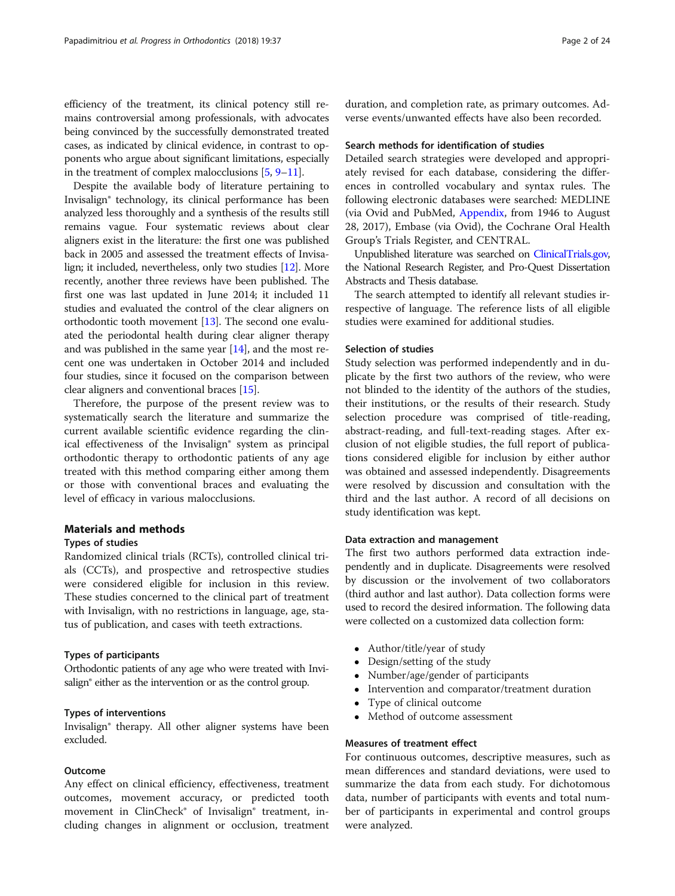efficiency of the treatment, its clinical potency still remains controversial among professionals, with advocates being convinced by the successfully demonstrated treated cases, as indicated by clinical evidence, in contrast to opponents who argue about significant limitations, especially in the treatment of complex malocclusions [5, 9–11].

Despite the available body of literature pertaining to Invisalign® technology, its clinical performance has been analyzed less thoroughly and a synthesis of the results still remains vague. Four systematic reviews about clear aligners exist in the literature: the first one was published back in 2005 and assessed the treatment effects of Invisalign; it included, nevertheless, only two studies [12]. More recently, another three reviews have been published. The first one was last updated in June 2014; it included 11 studies and evaluated the control of the clear aligners on orthodontic tooth movement [13]. The second one evaluated the periodontal health during clear aligner therapy and was published in the same year [14], and the most recent one was undertaken in October 2014 and included four studies, since it focused on the comparison between clear aligners and conventional braces [15].

Therefore, the purpose of the present review was to systematically search the literature and summarize the current available scientific evidence regarding the clinical effectiveness of the Invisalign® system as principal orthodontic therapy to orthodontic patients of any age treated with this method comparing either among them or those with conventional braces and evaluating the level of efficacy in various malocclusions.

## Materials and methods

### Types of studies

Randomized clinical trials (RCTs), controlled clinical trials (CCTs), and prospective and retrospective studies were considered eligible for inclusion in this review. These studies concerned to the clinical part of treatment with Invisalign, with no restrictions in language, age, status of publication, and cases with teeth extractions.

### Types of participants

Orthodontic patients of any age who were treated with Invisalign® either as the intervention or as the control group.

### Types of interventions

Invisalign® therapy. All other aligner systems have been excluded.

### Outcome

Any effect on clinical efficiency, effectiveness, treatment outcomes, movement accuracy, or predicted tooth movement in ClinCheck® of Invisalign® treatment, including changes in alignment or occlusion, treatment duration, and completion rate, as primary outcomes. Adverse events/unwanted effects have also been recorded.

### Search methods for identification of studies

Detailed search strategies were developed and appropriately revised for each database, considering the differences in controlled vocabulary and syntax rules. The following electronic databases were searched: MEDLINE (via Ovid and PubMed, Appendix, from 1946 to August 28, 2017), Embase (via Ovid), the Cochrane Oral Health Group's Trials Register, and CENTRAL.

Unpublished literature was searched on ClinicalTrials.gov, the National Research Register, and Pro-Quest Dissertation Abstracts and Thesis database.

The search attempted to identify all relevant studies irrespective of language. The reference lists of all eligible studies were examined for additional studies.

### Selection of studies

Study selection was performed independently and in duplicate by the first two authors of the review, who were not blinded to the identity of the authors of the studies, their institutions, or the results of their research. Study selection procedure was comprised of title-reading, abstract-reading, and full-text-reading stages. After exclusion of not eligible studies, the full report of publications considered eligible for inclusion by either author was obtained and assessed independently. Disagreements were resolved by discussion and consultation with the third and the last author. A record of all decisions on study identification was kept.

### Data extraction and management

The first two authors performed data extraction independently and in duplicate. Disagreements were resolved by discussion or the involvement of two collaborators (third author and last author). Data collection forms were used to record the desired information. The following data were collected on a customized data collection form:

- Author/title/year of study
- Design/setting of the study
- Number/age/gender of participants
- Intervention and comparator/treatment duration
- Type of clinical outcome
- Method of outcome assessment

### Measures of treatment effect

For continuous outcomes, descriptive measures, such as mean differences and standard deviations, were used to summarize the data from each study. For dichotomous data, number of participants with events and total number of participants in experimental and control groups were analyzed.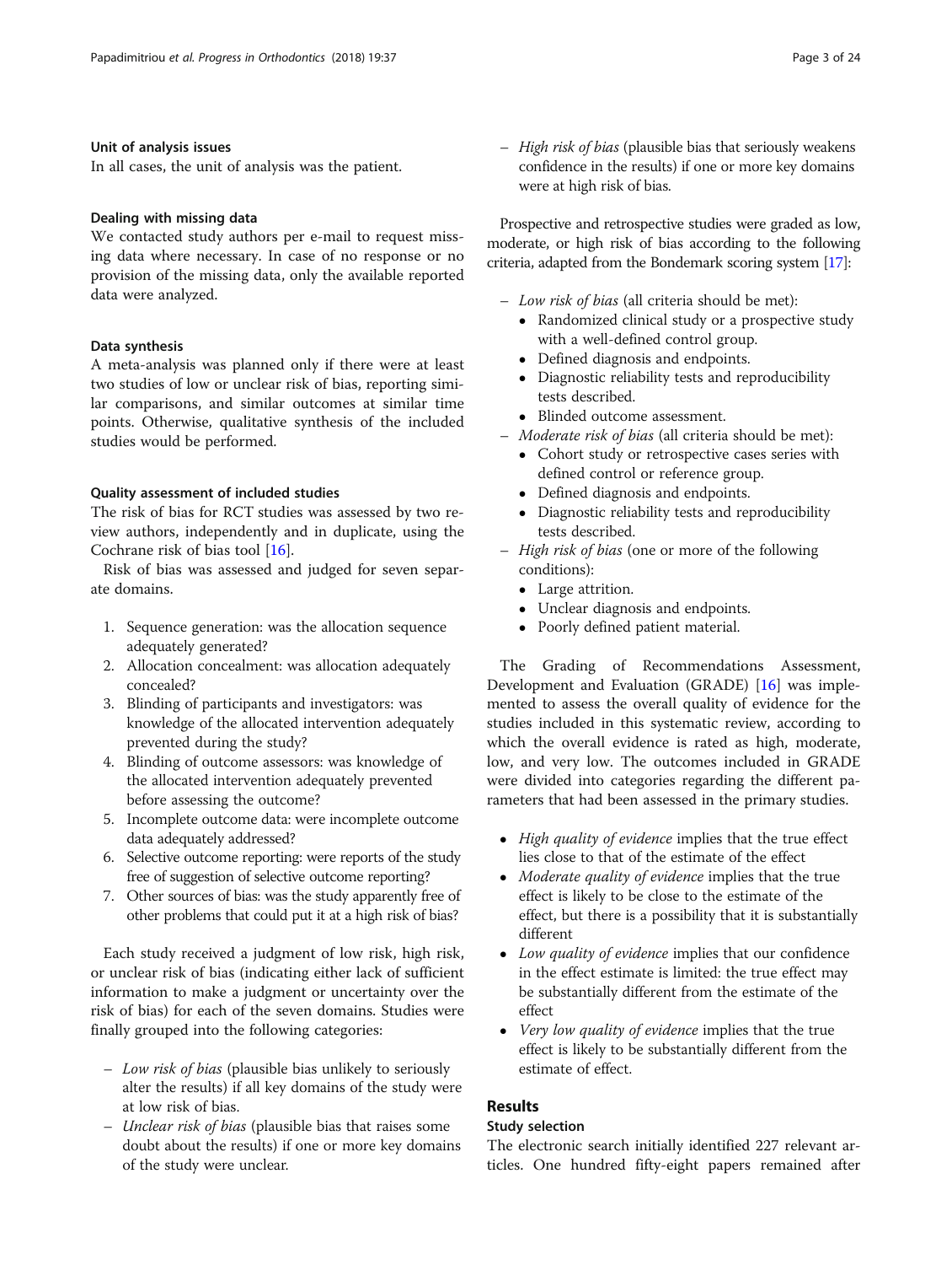### Unit of analysis issues

In all cases, the unit of analysis was the patient.

### Dealing with missing data

We contacted study authors per e-mail to request missing data where necessary. In case of no response or no provision of the missing data, only the available reported data were analyzed.

### Data synthesis

A meta-analysis was planned only if there were at least two studies of low or unclear risk of bias, reporting similar comparisons, and similar outcomes at similar time points. Otherwise, qualitative synthesis of the included studies would be performed.

### Quality assessment of included studies

The risk of bias for RCT studies was assessed by two review authors, independently and in duplicate, using the Cochrane risk of bias tool [16].

Risk of bias was assessed and judged for seven separate domains.

1. Sequence generation: was the allocation sequence adequately generated?
2. Allocation concealment: was allocation adequately concealed?
3. Blinding of participants and investigators: was knowledge of the allocated intervention adequately prevented during the study?
4. Blinding of outcome assessors: was knowledge of the allocated intervention adequately prevented before assessing the outcome?
5. Incomplete outcome data: were incomplete outcome data adequately addressed?
6. Selective outcome reporting: were reports of the study free of suggestion of selective outcome reporting?
7. Other sources of bias: was the study apparently free of other problems that could put it at a high risk of bias?

Each study received a judgment of low risk, high risk, or unclear risk of bias (indicating either lack of sufficient information to make a judgment or uncertainty over the risk of bias) for each of the seven domains. Studies were finally grouped into the following categories:

- *Low risk of bias* (plausible bias unlikely to seriously alter the results) if all key domains of the study were at low risk of bias.
- *Unclear risk of bias* (plausible bias that raises some doubt about the results) if one or more key domains of the study were unclear.
- *High risk of bias* (plausible bias that seriously weakens confidence in the results) if one or more key domains were at high risk of bias.

Prospective and retrospective studies were graded as low, moderate, or high risk of bias according to the following criteria, adapted from the Bondemark scoring system [17]:

- *Low risk of bias* (all criteria should be met):
  - Randomized clinical study or a prospective study with a well-defined control group.
  - Defined diagnosis and endpoints.
  - Diagnostic reliability tests and reproducibility tests described.
  - Blinded outcome assessment.
- *Moderate risk of bias* (all criteria should be met):
  - Cohort study or retrospective cases series with defined control or reference group.
  - Defined diagnosis and endpoints.
  - Diagnostic reliability tests and reproducibility tests described.
- *High risk of bias* (one or more of the following conditions):
  - Large attrition.
  - Unclear diagnosis and endpoints.
  - Poorly defined patient material.

The Grading of Recommendations Assessment, Development and Evaluation (GRADE) [16] was implemented to assess the overall quality of evidence for the studies included in this systematic review, according to which the overall evidence is rated as high, moderate, low, and very low. The outcomes included in GRADE were divided into categories regarding the different parameters that had been assessed in the primary studies.

- *High quality of evidence* implies that the true effect lies close to that of the estimate of the effect
- *Moderate quality of evidence* implies that the true effect is likely to be close to the estimate of the effect, but there is a possibility that it is substantially different
- *Low quality of evidence* implies that our confidence in the effect estimate is limited: the true effect may be substantially different from the estimate of the effect
- *Very low quality of evidence* implies that the true effect is likely to be substantially different from the estimate of effect.

## Results

### Study selection

The electronic search initially identified 227 relevant articles. One hundred fifty-eight papers remained after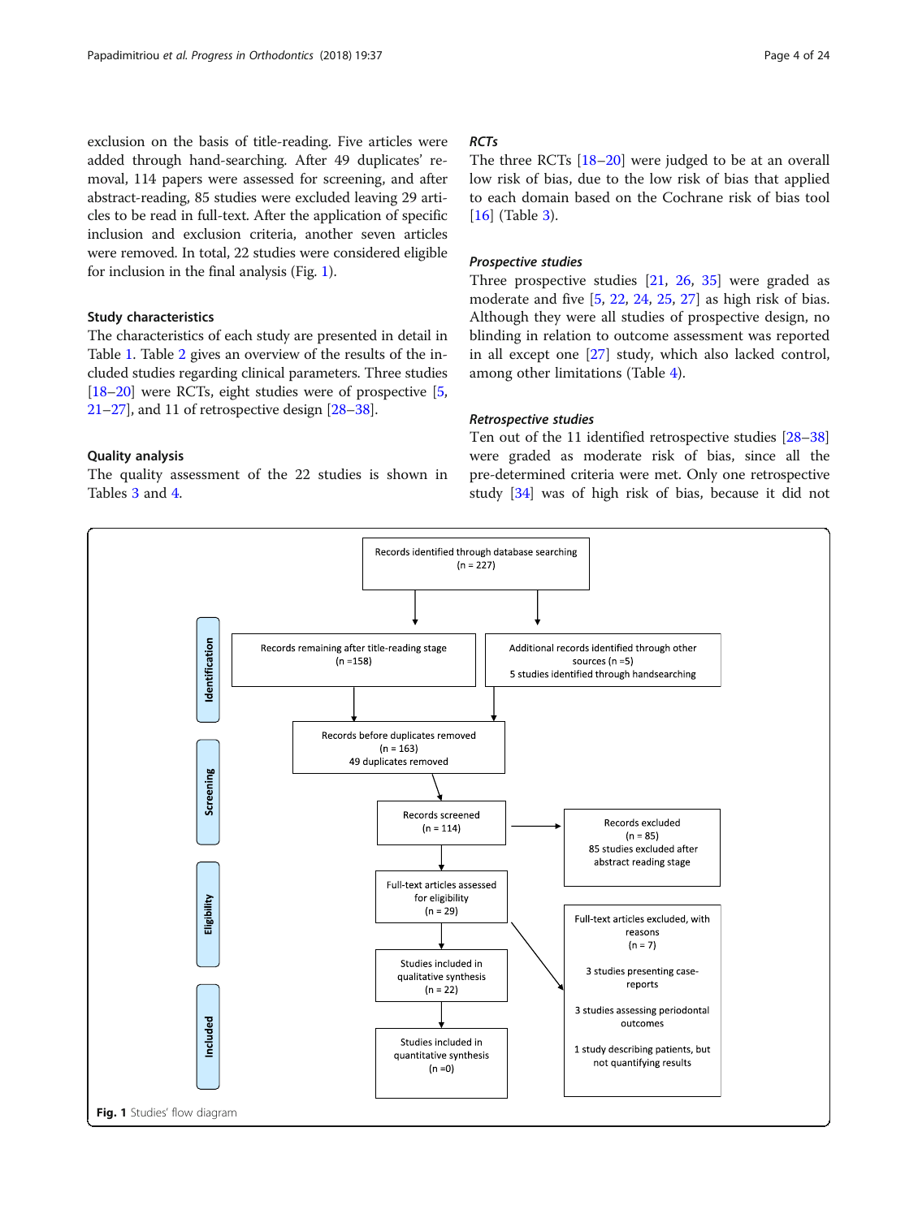exclusion on the basis of title-reading. Five articles were added through hand-searching. After 49 duplicates' removal, 114 papers were assessed for screening, and after abstract-reading, 85 studies were excluded leaving 29 articles to be read in full-text. After the application of specific inclusion and exclusion criteria, another seven articles were removed. In total, 22 studies were considered eligible for inclusion in the final analysis (Fig. 1).

### Study characteristics

The characteristics of each study are presented in detail in Table 1. Table 2 gives an overview of the results of the included studies regarding clinical parameters. Three studies [18–20] were RCTs, eight studies were of prospective [5, 21–27], and 11 of retrospective design [28–38].

### Quality analysis

The quality assessment of the 22 studies is shown in Tables 3 and 4.

#### *RCTs*

The three RCTs [18–20] were judged to be at an overall low risk of bias, due to the low risk of bias that applied to each domain based on the Cochrane risk of bias tool [16] (Table 3).

#### *Prospective studies*

Three prospective studies [21, 26, 35] were graded as moderate and five [5, 22, 24, 25, 27] as high risk of bias. Although they were all studies of prospective design, no blinding in relation to outcome assessment was reported in all except one [27] study, which also lacked control, among other limitations (Table 4).

#### *Retrospective studies*

Ten out of the 11 identified retrospective studies [28–38] were graded as moderate risk of bias, since all the pre-determined criteria were met. Only one retrospective study [34] was of high risk of bias, because it did not

**Identification**

Records identified through database searching (n = 227)

Records remaining after title-reading stage (n =158)

Additional records identified through other sources (n =5)
5 studies identified through handsearching

Records before duplicates removed (n = 163)
49 duplicates removed

**Screening**

Records screened (n = 114)

Records excluded (n = 85)
85 studies excluded after abstract reading stage

**Eligibility**

Full-text articles assessed for eligibility (n = 29)

Full-text articles excluded, with reasons (n = 7)
3 studies presenting case-reports
3 studies assessing periodontal outcomes
1 study describing patients, but not quantifying results

**Included**

Studies included in qualitative synthesis (n = 22)

Studies included in quantitative synthesis (n =0)

**Fig. 1** Studies' flow diagram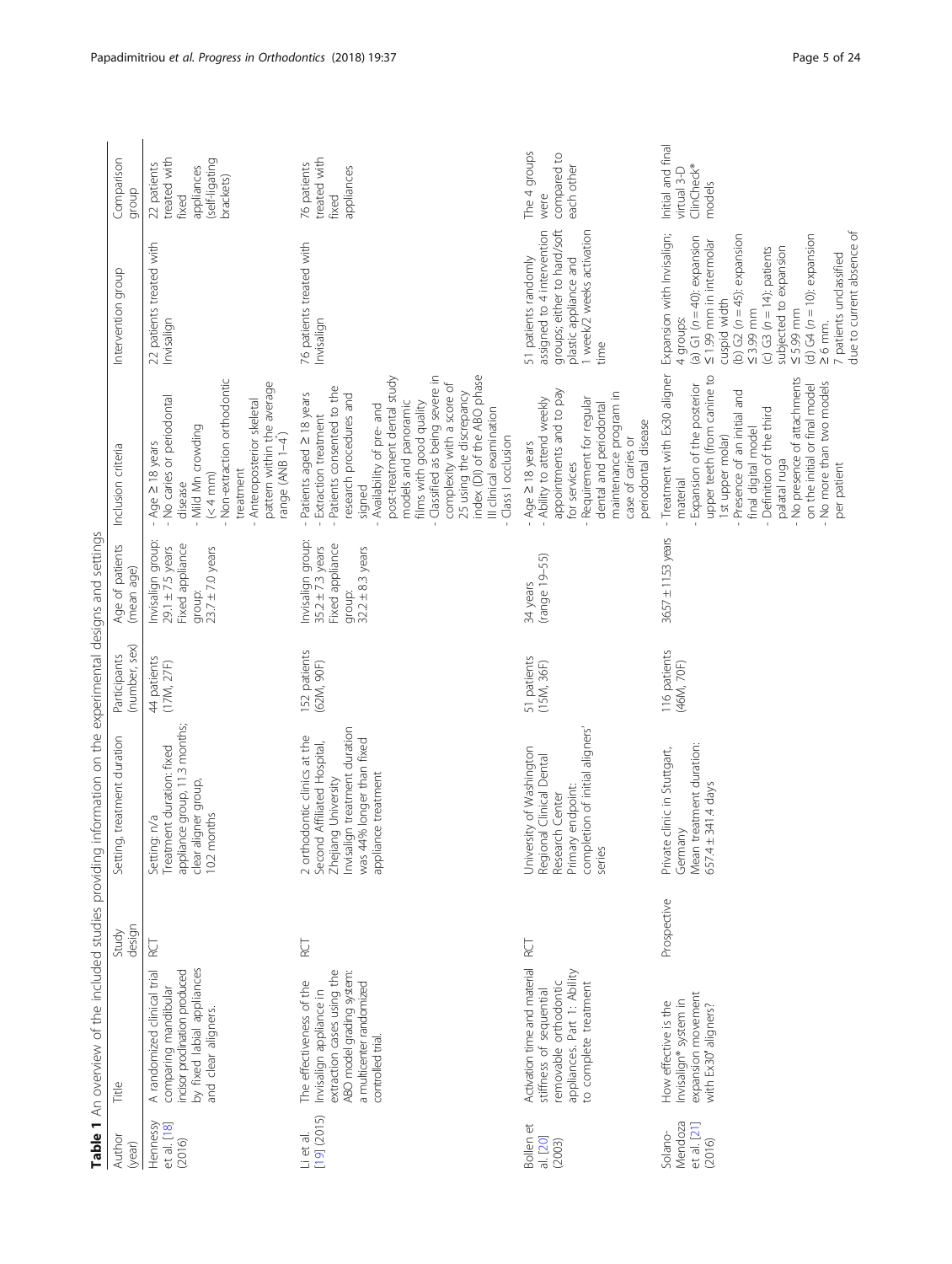**Table 1** An overview of the included studies providing information on the experimental designs and settings

| Author (year) | Title | Study design | Setting, treatment duration | Participants (number, sex) | Age of patients (mean age) | Inclusion criteria | Intervention group | Comparison group |
|---|---|---|---|---|---|---|---|---|
| Hennessy et al. [18] (2016) | A randomized clinical trial comparing mandibular incisor proclination produced by fixed labial appliances and clear aligners. | RCT | Setting: n/a Treatment duration: fixed appliance group, 11.3 months; clear aligner group, 10.2 months | 44 patients (17M, 27F) | Invisalign group: 29.1 ± 7.5 years Fixed appliance group: 23.7 ± 7.0 years | - Age ≥ 18 years - No caries or periodontal disease - Mild Mn crowding (< 4 mm) - Non-extraction orthodontic treatment - Anteroposterior skeletal pattern within the average range (ANB 1–4°) | 22 patients treated with Invisalign | 22 patients treated with fixed appliances (self-ligating brackets) |
| Li et al. [19] (2015) | The effectiveness of the Invisalign appliance in extraction cases using the ABO model grading system: a multicenter randomized controlled trial. | RCT | 2 orthodontic clinics at the Second Affiliated Hospital, Zhejiang University Invisalign treatment duration was 44% longer than fixed appliance treatment | 152 patients (62M, 90F) | Invisalign group: 35.2 ± 7.3 years Fixed appliance group: 32.2 ± 8.3 years | - Patients aged ≥ 18 years - Extraction treatment - Patients consented to the research procedures and signed - Availability of pre- and post-treatment dental study models and panoramic films with good quality - Classified as being severe in complexity with a score of 25 using the discrepancy index (DI) of the ABO phase III clinical examination - Class I occlusion | 76 patients treated with Invisalign | 76 patients treated with fixed appliances |
| Bollen et al. [20] (2003) | Activation time and material stiffness of sequential removable orthodontic appliances. Part 1: Ability to complete treatment | RCT | University of Washington Regional Clinical Dental Research Center Primary endpoint: completion of initial aligners' series | 51 patients (15M, 36F) | 34 years (range 19–55) | - Age ≥ 18 years - Ability to attend weekly appointments and to pay for services - Requirement for regular dental and periodontal maintenance program in case of caries or periodontal disease | 51 patients randomly assigned to 4 intervention groups; either to hard/soft plastic appliance and 1 week/2 weeks activation time | The 4 groups were compared to each other |
| Solano-Mendoza et al. [21] (2016) | How effective is the Invisalign® system in expansion movement with Ex30' aligners? | Prospective | Private clinic in Stuttgart, Germany Mean treatment duration: 657.4 ± 341.4 days | 116 patients (46M, 70F) | 36.57 ± 11.53 years | - Treatment with Ex30 aligner material - Expansion of the posterior upper teeth (from canine to 1st upper molar) - Presence of an initial and final digital model - Definition of the third palatal ruga - No presence of attachments on the initial or final model - No more than two models per patient | Expansion with Invisalign; 4 groups: (a) G1 (n = 40): expansion ≤ 1.99 mm in intermolar cuspid width (b) G2 (n = 45): expansion ≤ 3.99 mm (c) G3 (n = 14): patients subjected to expansion ≤ 5.99 mm (d) G4 (n = 10): expansion ≥ 6 mm. 7 patients unclassified due to current absence of | Initial and final virtual 3-D ClinCheck® models |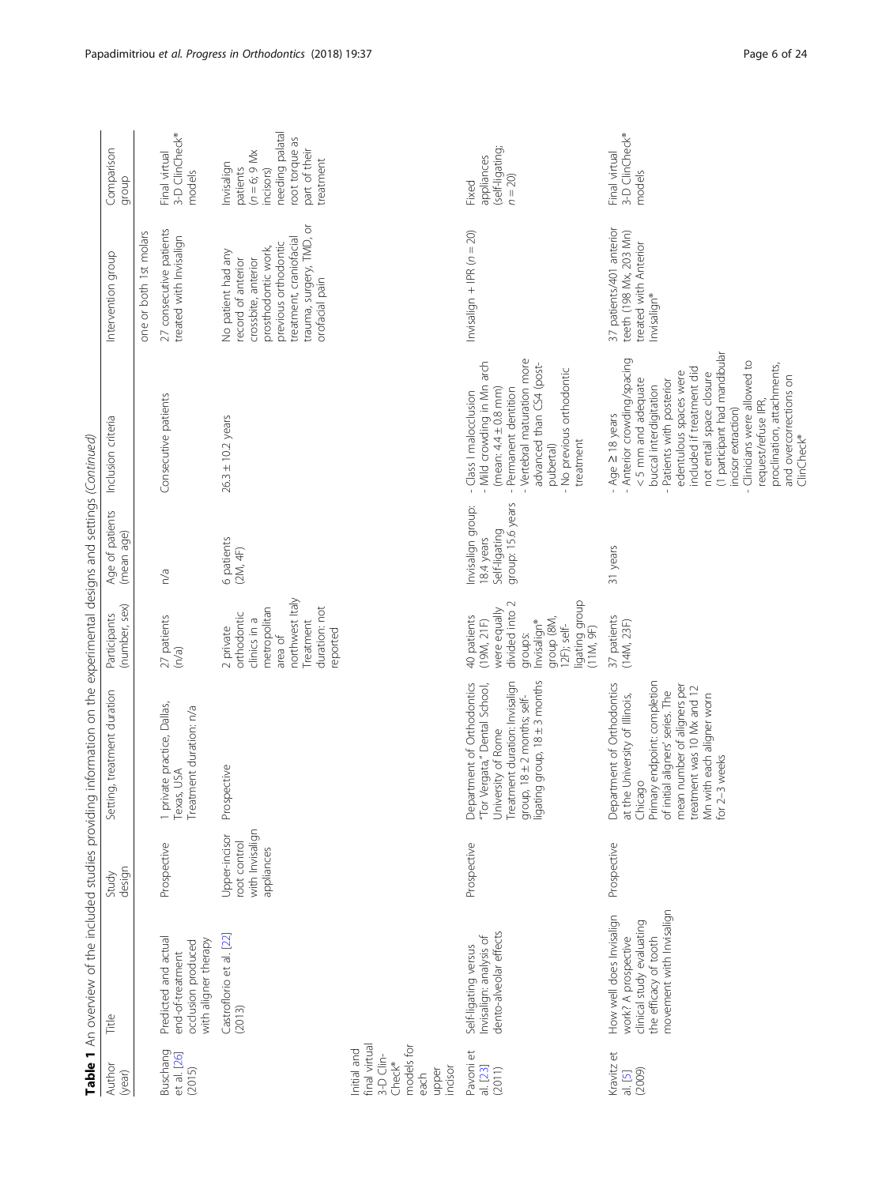**Table 1** An overview of the included studies providing information on the experimental designs and settings *(Continued)*

| Author (year) | Title | Study design | Setting, treatment duration | Participants (number, sex) | Age of patients (mean age) | Inclusion criteria | Intervention group | Comparison group |
|---|---|---|---|---|---|---|---|---|
| | | | | | | | one or both 1st molars | |
| Buschang et al. [26] (2015) | Predicted and actual end-of-treatment occlusion produced with aligner therapy | Prospective | 1 private practice, Dallas, Texas, USA<br>Treatment duration: n/a | 27 patients (n/a) | n/a | Consecutive patients | 27 consecutive patients treated with Invisalign | Final virtual 3-D ClinCheck® models |
| Castroflorio et al. [22] (2013) | Upper-incisor root control with Invisalign appliances | Prospective | 2 private orthodontic clinics in a metropolitan area of northwest Italy<br>Treatment duration: not reported | 6 patients (2M, 4F) | 26.3 ± 10.2 years | No patient had any record of anterior crossbite, anterior prosthodontic work, previous orthodontic treatment, craniofacial trauma, surgery, TMD, or orofacial pain | Invisalign patients ($n$ = 6; 9 Mx incisors) needing palatal root torque as part of their treatment | Initial and final virtual 3-D ClinCheck® models for each upper incisor |
| Pavoni et al. [23] (2011) | Self-ligating versus Invisalign: analysis of dento-alveolar effects | Prospective | Department of Orthodontics "Tor Vergata," Dental School, University of Rome<br>Treatment duration: Invisalign group, 18 ± 2 months; self-ligating group, 18 ± 3 months | 40 patients (19M, 21F) were equally divided into 2 groups: Invisalign® group (8M, 12F); self-ligating group (11M, 9F) | Invisalign group: 18.4 years<br>Self-ligating group: 15.6 years | - Class I malocclusion<br>- Mild crowding in Mn arch (mean: 4.4 ± 0.8 mm)<br>- Permanent dentition<br>- Vertebral maturation more advanced than CS4 (post-pubertal)<br>- No previous orthodontic treatment | Invisalign + IPR ($n$ = 20) | Fixed appliances (self-ligating; $n$ = 20) |
| Kravitz et al. [5] (2009) | How well does Invisalign work? A prospective clinical study evaluating the efficacy of tooth movement with Invisalign | Prospective | Department of Orthodontics at the University of Illinois, Chicago<br>Primary endpoint: completion of initial aligners' series. The mean number of aligners per treatment was 10 Mx and 12 Mn with each aligner worn for 2–3 weeks | 37 patients (14M, 23F) | 31 years | - Age ≥ 18 years<br>- Anterior crowding/spacing < 5 mm and adequate buccal interdigitation<br>- Patients with posterior edentulous spaces were included if treatment did not entail space closure (1 participant had mandibular incisor extraction)<br>- Clinicians were allowed to request/refuse IPR, proclination, attachments, and overcorrections on ClinCheck® | 37 patients/401 anterior teeth (198 Mx, 203 Mn) treated with Anterior Invisalign® | Final virtual 3-D ClinCheck® models |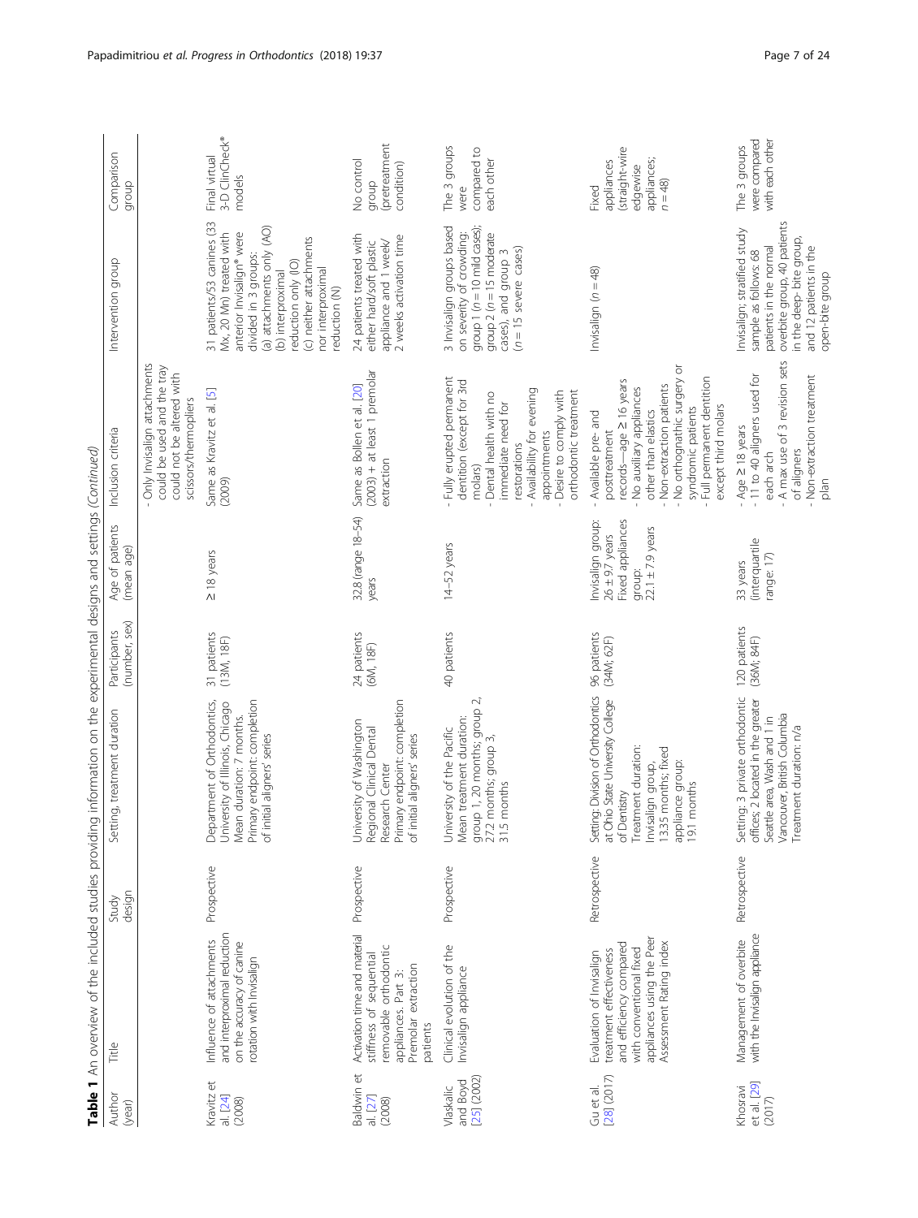**Table 1** An overview of the included studies providing information on the experimental designs and settings *(Continued)*

| Author (year) | Title | Study design | Setting, treatment duration | Participants (number, sex) | Age of patients (mean age) | Inclusion criteria | Intervention group | Comparison group |
|---|---|---|---|---|---|---|---|---|
| | | | | | | - Only Invisalign attachments could be used and the tray could not be altered with scissors/thermopliers | | |
| Kravitz et al. [24] (2008) | Influence of attachments and interproximal reduction on the accuracy of canine rotation with Invisalign | Prospective | Department of Orthodontics, University of Illinois, Chicago. Mean duration: 7 months. Primary endpoint: completion of initial aligners' series | 31 patients (13M, 18F) | ≥18 years | Same as Kravitz et al. [5] (2009) | 31 patients/53 canines (33 Mx, 20 Mn) treated with anterior Invisalign® were divided in 3 groups: (a) attachments only (AO) (b) interproximal reduction only (IO) (c) neither attachments nor interproximal reduction (N) | Final virtual 3-D ClinCheck® models |
| Baldwin et al. [27] (2008) | Activation time and material stiffness of sequential removable orthodontic appliances. Part 3: Premolar extraction patients | Prospective | University of Washington Regional Clinical Dental Research Center Primary endpoint: completion of initial aligners' series | 24 patients (6M, 18F) | 32.8 (range 18–54) years | Same as Bollen et al. [20] (2003) + at least 1 premolar extraction | 24 patients treated with either hard/soft plastic appliance and 1 week/ 2 weeks activation time | No control group (pretreatment condition) |
| Vlaskalic and Boyd [25] (2002) | Clinical evolution of the Invisalign appliance | Prospective | University of the Pacific Mean treatment duration: group 1, 20 months; group 2, 27.2 months; group 3, 31.5 months | 40 patients | 14–52 years | - Fully erupted permanent dentition (except for 3rd molars)<br>- Dental health with no immediate need for restorations<br>- Availability for evening appointments<br>- Desire to comply with orthodontic treatment | 3 Invisalign groups based on severity of crowding: group 1 ($n$ = 10 mild cases); group 2 ($n$ = 15 moderate cases), and group 3 ($n$ = 15 severe cases) | The 3 groups were compared to each other |
| Gu et al. [28] (2017) | Evaluation of Invisalign treatment effectiveness and efficiency compared with conventional fixed appliances using the Peer Assessment Rating index | Retrospective | Setting: Division of Orthodontics at Ohio State University College of Dentistry Treatment duration: Invisalign group, 13.35 months; fixed appliance group: 19.1 months | 96 patients (34M; 62F) | Invisalign group: 26 ± 9.7 years Fixed appliances group: 22.1 ± 7.9 years | - Available pre- and posttreatment records—age ≥16 years<br>- No auxiliary appliances other than elastics<br>- Non-extraction patients<br>- No orthognathic surgery or syndromic patients<br>- Full permanent dentition except third molars | Invisalign ($n$ = 48) | Fixed appliances (straight-wire edgewise appliances; $n$ = 48) |
| Khosravi et al. [29] (2017) | Management of overbite with the Invisalign appliance | Retrospective | Setting: 3 private orthodontic offices; 2 located in the greater Seattle area, Wash and 1 in Vancouver, British Columbia Treatment duration: n/a | 120 patients (36M; 84F) | 33 years (interquartile range: 17) | - Age ≥ 18 years<br>- 11 to 40 aligners used for each arch<br>- A max use of 3 revision sets of aligners<br>- Non-extraction treatment plan | Invisalign; stratified study sample as follows: 68 patients in the normal overbite group, 40 patients in the deep- bite group, and 12 patients in the open-bite group | The 3 groups were compared with each other |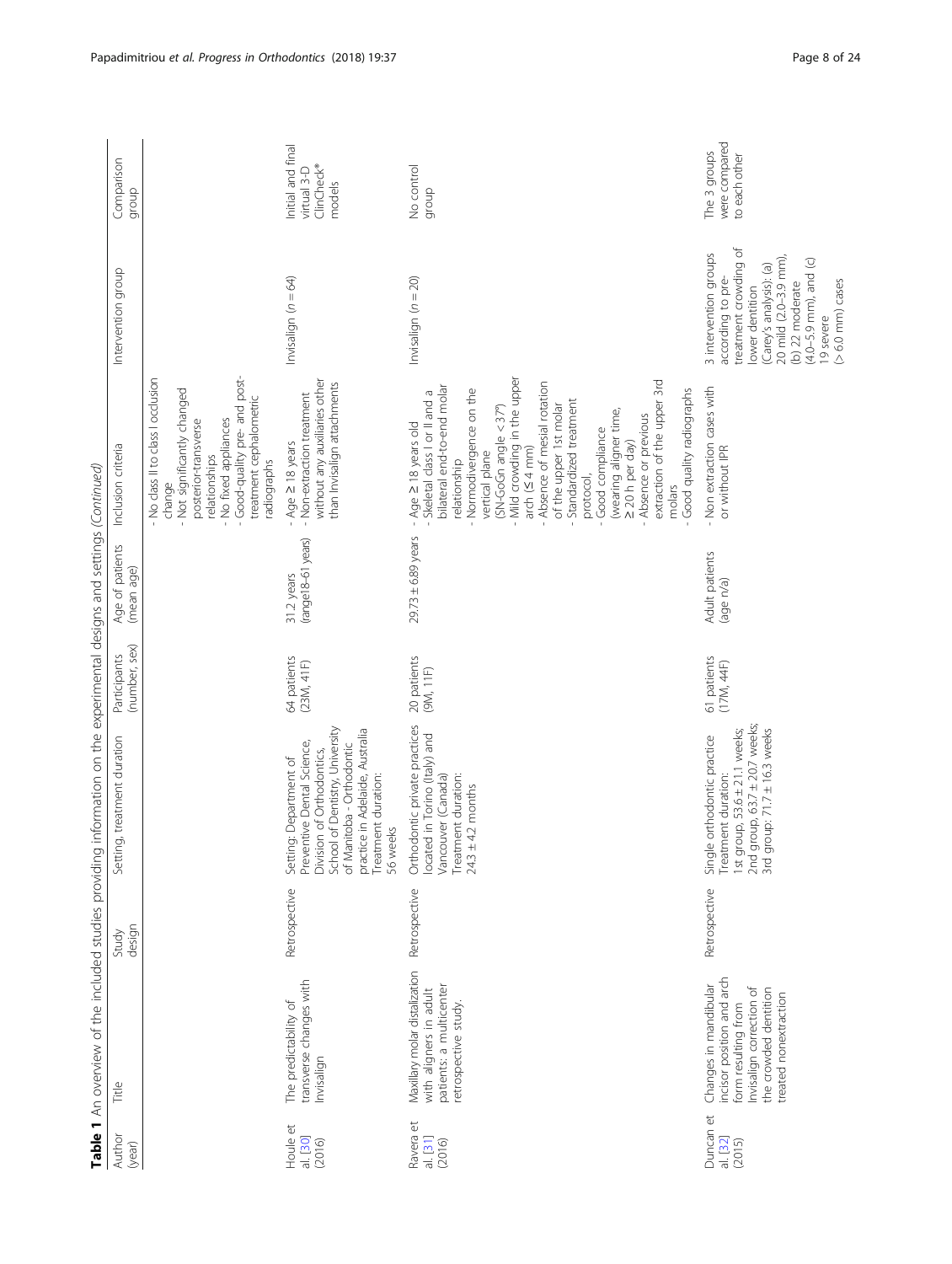**Table 1** An overview of the included studies providing information on the experimental designs and settings *(Continued)*

| Author (year) | Title | Study design | Setting, treatment duration | Participants (number, sex) | Age of patients (mean age) | Inclusion criteria | Intervention group | Comparison group |
|---|---|---|---|---|---|---|---|---|
| | | | | | | - No class II to class I occlusion change<br>- Not significantly changed posterior-transverse relationships<br>- No fixed appliances<br>- Good-quality pre- and post-treatment cephalometric radiographs | | |
| Houle et al. [30] (2016) | The predictability of transverse changes with Invisalign | Retrospective | Setting: Department of Preventive Dental Science, Division of Orthodontics, School of Dentistry, University of Manitoba - Orthodontic practice in Adelaide, Australia<br>Treatment duration: 56 weeks | 64 patients (23M, 41F) | 31.2 years (range18–61 years) | - Age ≥ 18 years<br>- Non-extraction treatment without any auxiliaries other than Invisalign attachments | Invisalign ($n = 64$) | Initial and final virtual 3-D ClinCheck® models |
| Ravera et al. [31] (2016) | Maxillary molar distalization with aligners in adult patients: a multicenter retrospective study. | Retrospective | Orthodontic private practices located in Torino (Italy) and Vancouver (Canada)<br>Treatment duration: 24.3 ± 4.2 months | 20 patients (9M, 11F) | 29.73 ± 6.89 years | - Age ≥ 18 years old<br>- Skeletal class I or II and a bilateral end-to-end molar relationship<br>- Normodivergence on the vertical plane (SN-GoGn angle < 37°)<br>- Mild crowding in the upper arch (≤ 4 mm)<br>- Absence of mesial rotation of the upper 1st molar<br>- Standardized treatment protocol,<br>- Good compliance (wearing aligner time, ≥ 20 h per day)<br>- Absence or previous extraction of the upper 3rd molars<br>- Good quality radiographs | Invisalign ($n = 20$) | No control group |
| Duncan et al. [32] (2015) | Changes in mandibular incisor position and arch form resulting from Invisalign correction of the crowded dentition treated nonextraction | Retrospective | Single orthodontic practice<br>Treatment duration:<br>1st group, 53.6 ± 21.1 weeks;<br>2nd group, 63.7 ± 20.7 weeks;<br>3rd group: 71.7 ± 16.3 weeks | 61 patients (17M, 44F) | Adult patients (age n/a) | - Non extraction cases with or without IPR | 3 intervention groups according to pre-treatment crowding of lower dentition (Carey's analysis): (a) 20 mild (2.0–3.9 mm), (b) 22 moderate (4.0–5.9 mm), and (c) 19 severe (> 6.0 mm) cases | The 3 groups were compared to each other |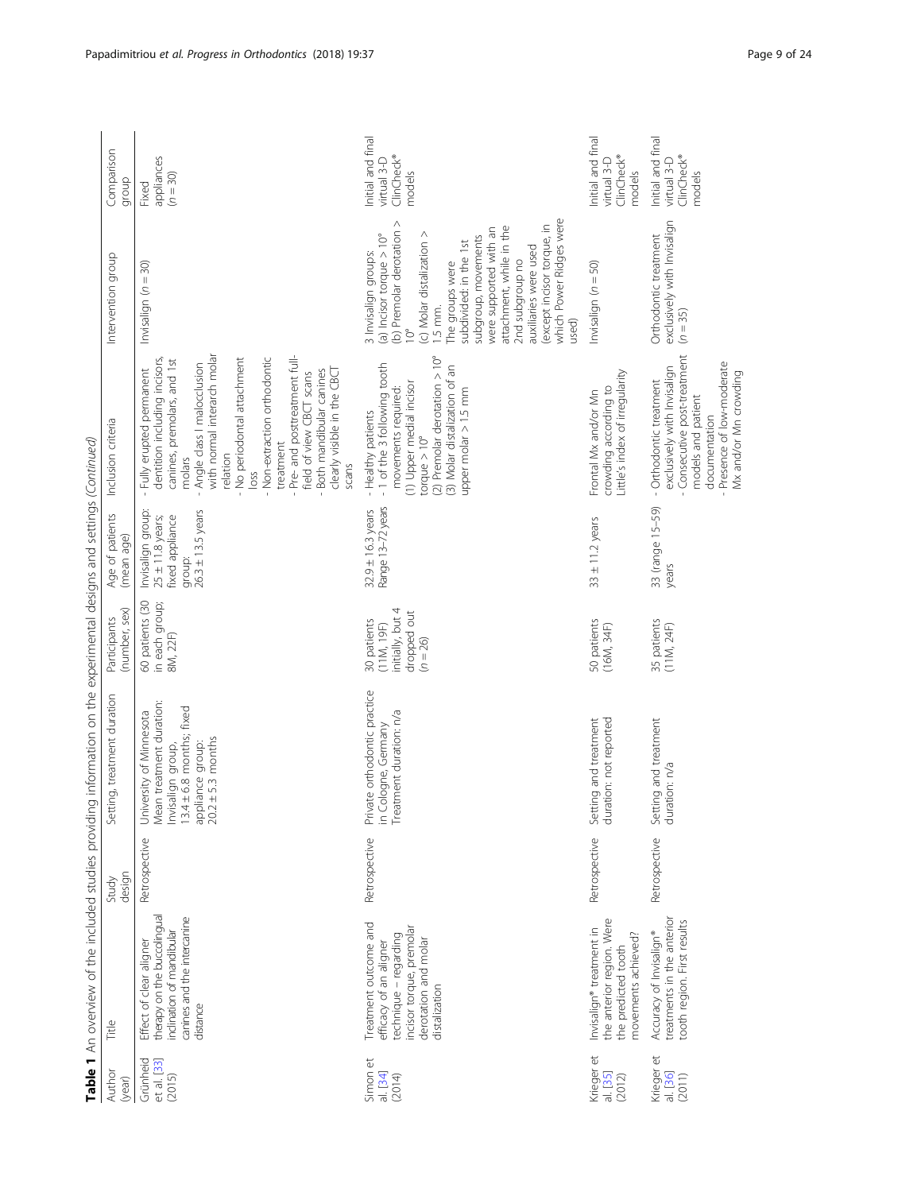**Table 1** An overview of the included studies providing information on the experimental designs and settings *(Continued)*

| Author (year) | Title | Study design | Setting, treatment duration | Participants (number, sex) | Age of patients (mean age) | Inclusion criteria | Intervention group | Comparison group |
|---|---|---|---|---|---|---|---|---|
| Grünheid et al. [33] (2015) | Effect of clear aligner therapy on the buccolingual inclination of mandibular canines and the intercanine distance | Retrospective | University of Minnesota Mean treatment duration: Invisalign group, 13.4 ± 6.8 months; fixed appliance group: 20.2 ± 5.3 months | 60 patients (30 in each group; 8M, 22F) | Invisalign group: 25 ± 11.8 years; fixed appliance group: 26.3 ± 13.5 years | - Fully erupted permanent dentition including incisors, canines, premolars, and 1st molars<br>- Angle class I malocclusion with normal interarch molar relation<br>- No periodontal attachment loss<br>- Non-extraction orthodontic treatment<br>- Pre- and posttreatment full-field of view CBCT scans<br>- Both mandibular canines clearly visible in the CBCT scans | Invisalign (n = 30) | Fixed appliances (n = 30) |
| Simon et al. [34] (2014) | Treatment outcome and efficacy of an aligner technique – regarding incisor torque, premolar derotation and molar distalization | Retrospective | Private orthodontic practice in Cologne, Germany Treatment duration: n/a | 30 patients (11M, 19F) initially, but 4 dropped out (n = 26) | 32.9 ± 16.3 years Range 13–72 years | - Healthy patients<br>- 1 of the 3 following tooth movements required:<br>(1) Upper medial incisor torque > 10°<br>(2) Premolar derotation > 10°<br>(3) Molar distalization of an upper molar > 1.5 mm | 3 Invisalign groups:<br>(a) Incisor torque > 10°<br>(b) Premolar derotation > 10°<br>(c) Molar distalization > 1.5 mm.<br>The groups were subdivided: in the 1st subgroup, movements were supported with an attachment, while in the 2nd subgroup no auxiliaries were used (except incisor torque, in which Power Ridges were used) | Initial and final virtual 3-D ClinCheck® models |
| Krieger et al. [35] (2012) | Invisalign® treatment in the anterior region. Were the predicted tooth movements achieved? | Retrospective | Setting and treatment duration: not reported | 50 patients (16M, 34F) | 33 ± 11.2 years | Frontal Mx and/or Mn crowding according to Little's index of irregularity | Invisalign (n = 50) | Initial and final virtual 3-D ClinCheck® models |
| Krieger et al. [36] (2011) | Accuracy of Invisalign® treatments in the anterior tooth region. First results | Retrospective | Setting and treatment duration: n/a | 35 patients (11M, 24F) | 33 (range 15–59) years | - Orthodontic treatment exclusively with Invisalign<br>- Consecutive post-treatment models and patient documentation<br>- Presence of low-moderate Mx and/or Mn crowding | Orthodontic treatment exclusively with Invisalign (n = 35) | Initial and final virtual 3-D ClinCheck® models |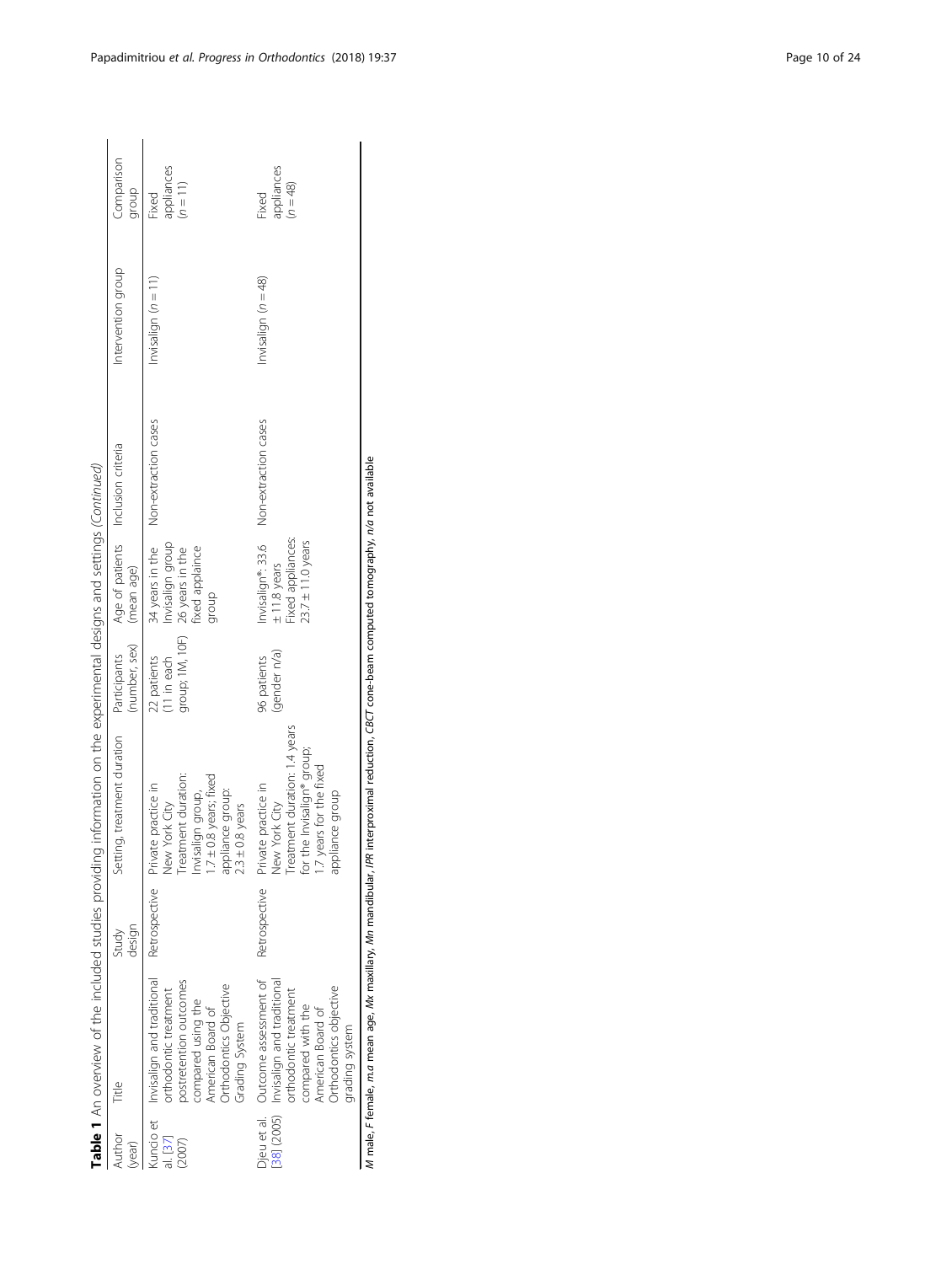**Table 1** An overview of the included studies providing information on the experimental designs and settings *(Continued)*

| Author (year) | Title | Study design | Setting, treatment duration | Participants (number, sex) | Age of patients (mean age) | Inclusion criteria | Intervention group | Comparison group |
|---|---|---|---|---|---|---|---|---|
| Kuncio et al. [37] (2007) | Invisalign and traditional orthodontic treatment postretention outcomes compared using the American Board of Orthodontics Objective Grading System | Retrospective | Private practice in New York City Treatment duration: Invisalign group, 1.7 ± 0.8 years; fixed appliance group: 2.3 ± 0.8 years | 22 patients (11 in each group; 1M, 10F) | 34 years in the Invisalign group 26 years in the fixed applaince group | Non-extraction cases | Invisalign (*n* = 11) | Fixed appliances (*n* = 11) |
| Djeu et al. [38] (2005) | Outcome assessment of Invisalign and traditional orthodontic treatment compared with the American Board of Orthodontics objective grading system | Retrospective | Private practice in New York City Treatment duration: 1.4 years for the Invisalign® group; 1.7 years for the fixed appliance group | 96 patients (gender n/a) | Invisalign®: 33.6 ± 11.8 years Fixed appliances: 23.7 ± 11.0 years | Non-extraction cases | Invisalign (*n* = 48) | Fixed appliances (*n* = 48) |

*M* male, *F* female, *m.a* mean age, *Mx* maxillary, *Mn* mandibular, *IPR* interproximal reduction, *CBCT* cone-beam computed tomography, *n/a* not available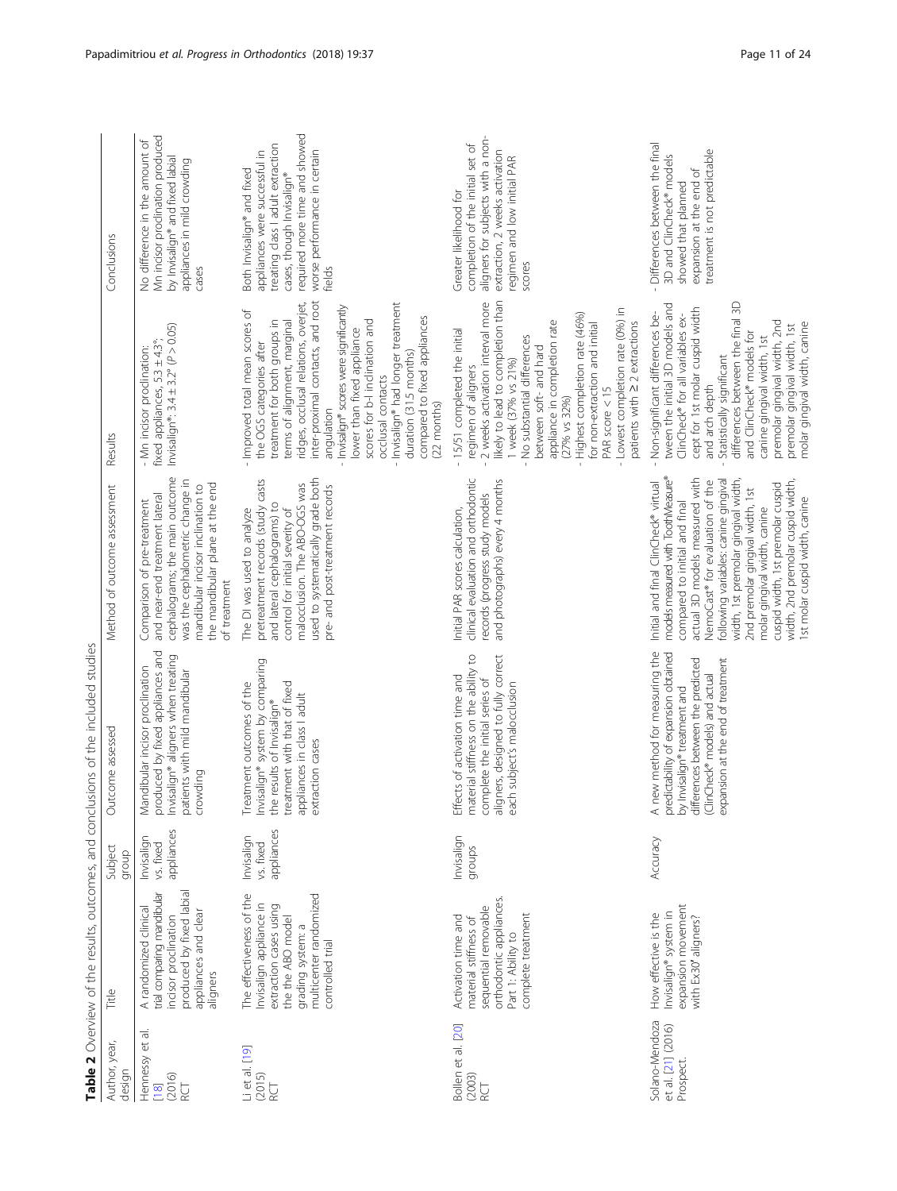**Table 2** Overview of the results, outcomes, and conclusions of the included studies

| Author, year, design | Title | Subject group | Outcome assessed | Method of outcome assessment | Results | Conclusions |
|---|---|---|---|---|---|---|
| Hennessy et al. [18] (2016) RCT | A randomized clinical trial comparing mandibular incisor proclination produced by fixed labial appliances and clear aligners | Invisalign vs. fixed appliances | Mandibular incisor proclination produced by fixed appliances and Invisalign® aligners when treating patients with mild mandibular crowding | Comparison of pre-treatment and near-end treatment lateral cephalograms; the main outcome was the cephalometric change in mandibular incisor inclination to the mandibular plane at the end of treatment | - Mn incisor proclination: fixed appliances, 5.3 ± 4.3°; Invisalign®: 3.4 ± 3.2° (P > 0.05) | No difference in the amount of Mn incisor proclination produced by Invisalign® and fixed labial appliances in mild crowding cases |
| Li et al. [19] (2015) RCT | The effectiveness of the Invisalign appliance in extraction cases using the the ABO model grading system: a multicenter randomized controlled trial | Invisalign vs. fixed appliances | Treatment outcomes of the Invisalign® system by comparing the results of Invisalign® treatment with that of fixed appliances in class I adult extraction cases | The DI was used to analyze pretreatment records (study casts and lateral cephalograms) to control for initial severity of malocclusion. The ABO-OGS was used to systematically grade both pre- and post-treatment records | - Improved total mean scores of the OGS categories after treatment for both groups in terms of alignment, marginal ridges, occlusal relations, overjet, inter-proximal contacts, and root angulation<br>- Invisalign® scores were significantly lower than fixed appliance scores for b-l inclination and occlusal contacts<br>- Invisalign® had longer treatment duration (31.5 months) compared to fixed appliances (22 months) | Both Invisalign® and fixed appliances were successful in treating class I adult extraction cases, though Invisalign® required more time and showed worse performance in certain fields |
| Bollen et al. [20] (2003) RCT | Activation time and material stiffness of sequential removable orthodontic appliances. Part 1: Ability to complete treatment | Invisalign groups | Effects of activation time and material stiffness on the ability to complete the initial series of aligners, designed to fully correct each subject's malocclusion | Initial PAR scores calculation, clinical evaluation and orthodontic records (progress study models and photographs) every 4 months | - 15/51 completed the initial regimen of aligners<br>- 2 weeks activation interval more likely to lead to completion than 1 week (37% vs 21%)<br>- No substantial differences between soft- and hard appliance in completion rate (27% vs 32%)<br>- Highest completion rate (46%) for non-extraction and initial PAR score < 15<br>- Lowest completion rate (0%) in patients with ≥ 2 extractions | Greater likelihood for completion of the initial set of aligners for subjects with a non-extraction, 2 weeks activation regimen and low initial PAR scores |
| Solano-Mendoza et al. [21] (2016) Prospect. | How effective is the Invisalign® system in expansion movement with Ex30' aligners? | Accuracy | A new method for measuring the predictability of expansion obtained by Invisalign® treatment and differences between the predicted (ClinCheck® models) and actual expansion at the end of treatment | Initial and final ClinCheck® virtual models measured with ToothMeasure® compared to initial and final actual 3D models measured with NemoCast® for evaluation of the following variables: canine gingival width, 1st premolar gingival width, 2nd premolar gingival width, 1st molar gingival width, canine cuspid width, 1st premolar cuspid width, 2nd premolar cuspid width, 1st molar cuspid width, canine | - Non-significant differences between the initial 3D models and ClinCheck® for all variables except for 1st molar cuspid width and arch depth<br>- Statistically significant differences between the final 3D and ClinCheck® models for canine gingival width, 1st premolar gingival width, 2nd premolar gingival width, 1st molar gingival width, canine | - Differences between the final 3D and ClinCheck® models showed that planned expansion at the end of treatment is not predictable |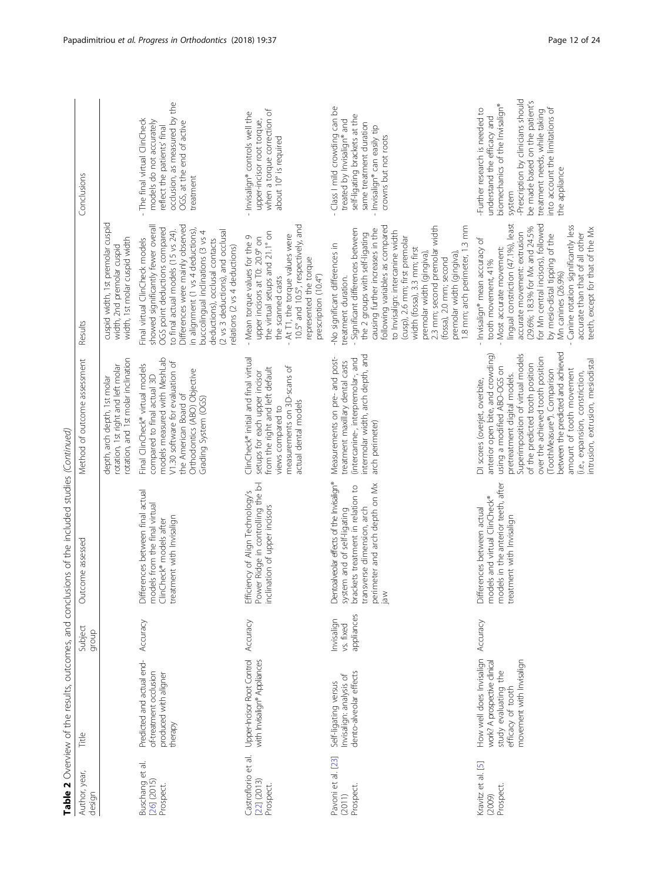**Table 2** Overview of the results, outcomes, and conclusions of the included studies *(Continued)*

| Author, year, design | Title | Subject group | Outcome assessed | Method of outcome assessment | Results | Conclusions |
|---|---|---|---|---|---|---|
| | | | | depth, arch depth, 1st molar rotation, 1st right and left molar rotation, and 1st molar inclination | cuspid width, 1st premolar cuspid width, 2nd premolar cuspid width, 1st molar cuspid width | |
| Buschang et al. [26] (2015) Prospect. | Predicted and actual end-of-treatment occlusion produced with aligner therapy | Accuracy | Differences between final actual models from the final virtual ClinCheck® models after treatment with Invisalign | Final ClinCheck® virtual models compared to final actual 3D models measured with MeshLab V1.30 software for evaluation of the American Board of Orthodontics (ABO) Objective Grading System (OGS) | Final virtual ClinCheck models showed significantly fewer overall OGS point deductions compared to final actual models (15 vs 24). Differences were mainly observed in alignment (1 vs 4 deductions), buccolingual inclinations (3 vs 4 deductions), occlusal contacts (2 vs 3 deductions), and occlusal relations (2 vs 4 deductions) | - The final virtual ClinCheck models do not accurately reflect the patients' final occlusion, as measured by the OGS, at the end of active treatment |
| Castroflorio et al. [22] (2013) Prospect. | Upper-Incisor Root Control with Invisalign® Appliances | Accuracy | Efficiency of Align Technology's Power Ridge in controlling the b-l inclination of upper incisors | ClinCheck® initial and final virtual setups for each upper incisor from the right and left default views compared to measurements on 3D-scans of actual dental models | - Mean torque values for the 9 upper incisors at T0: 20.9° on the virtual setups and 21.1° on the scanned casts<br>- At T1, the torque values were 10.5° and 10.5°, respectively, and represented the torque prescription (10.4°) | - Invisalign® controls well the upper-incisor root torque, when a torque correction of about 10° is required |
| Pavoni et al. [23] (2011) Prospect. | Self-ligating versus Invisalign: analysis of dento-alveolar effects | Invisalign vs. fixed appliances | Dentoalveolar effects of the Invisalign® system and of self-ligating brackets treatment in relation to transverse dimension, arch perimeter and arch depth on Mx jaw | Measurements on pre- and post-treatment maxillary dental casts (intercanine, interpremolar-, and intermolar width, arch depth, and arch perimeter) | -No significant differences in treatment duration.<br>- Significant differences between the 2 groups with self-ligating causing further increases in the following variables as compared to Invisalign: intercanine width (cusp), 2.6 mm; first premolar width (fossa), 3.3 mm; first premolar width (gingival), 2.3 mm; second premolar width (fossa), 2.0 mm; second premolar width (gingival), 1.8 mm; arch perimeter, 1.3 mm | - Class I mild crowding can be treated by Invisalign® and self-ligating brackets at the same treatment duration<br>- Invisalign® can easily tip crowns but not roots |
| Kravitz et al. [5] (2009) Prospect. | How well does Invisalign work? A prospective clinical study evaluating the efficacy of tooth movement with Invisalign | Accuracy | Differences between actual models and virtual ClinCheck® models in the anterior teeth, after treatment with Invisalign | DI scores (overjet, overbite, anterior open bite, and crowding) using a modified ABO-OGS on pretreatment digital models. Superimposition of virtual models of the predicted tooth position over the achieved tooth position (ToothMeasure®). Comparison between the predicted and achieved amount of tooth movement (i.e., expansion, constriction, intrusion, extrusion, mesiodistal | - Invisalign® mean accuracy of tooth movement, 41%<br>- Most accurate movement: lingual constriction (47.1%), least accurate movement: extrusion (29.6%; 18.3% for Mx and 24.5% for Mn central incisors), followed by mesio-distal tipping of the Mn canines (26.9%)<br>- Canine rotation significantly less accurate than that of all other teeth, except for that of the Mx | -Further research is needed to understand the efficacy and biomechanics of the Invisalign® system<br>-Prescription by clinicians should be made based on the patient's treatment needs, while taking into account the limitations of the appliance |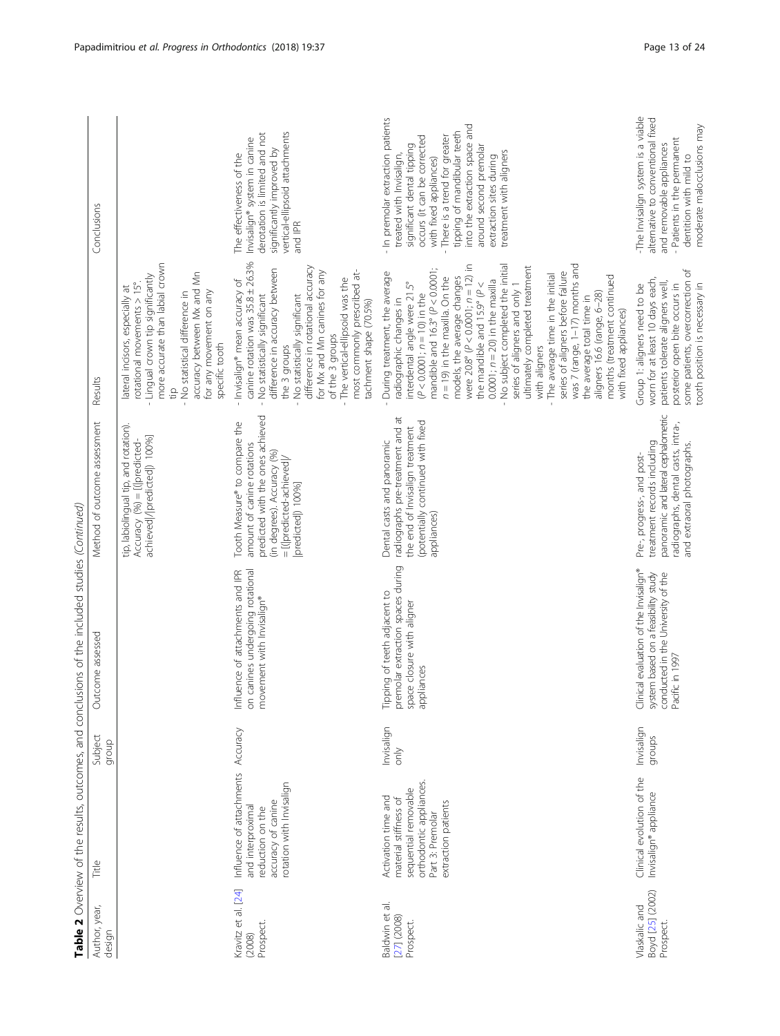**Table 2** Overview of the results, outcomes, and conclusions of the included studies *(Continued)*

| Author, year, design | Title | Subject group | Outcome assessed | Method of outcome assessment | Results | Conclusions |
|---|---|---|---|---|---|---|
| | | | | tip, labiolingual tip, and rotation). Accuracy (%) = [(\|predicted-achieved\|/\|predicted\|) 100%] | lateral incisors, especially at rotational movements > 15°.<br>- Lingual crown tip significantly more accurate than labial crown tip<br>- No statistical difference in accuracy between Mx and Mn for any movement on any specific tooth | |
| Kravitz et al. [24] (2008) Prospect. | Influence of attachments and interproximal reduction on the accuracy of canine rotation with Invisalign | Accuracy | Influence of attachments and IPR on canines undergoing rotational movement with Invisalign® | Tooth Measure® to compare the amount of canine rotations predicted with the ones achieved (in degrees). Accuracy (%) = [(\|predicted-achieved\|/\|predicted\|) 100%] | - Invisalign® mean accuracy of canine rotation was 35.8 ± 26.3%<br>- No statistically significant difference in accuracy between the 3 groups<br>- No statistically significant difference in rotational accuracy for Mx and Mn canines for any of the 3 groups<br>- The vertical-ellipsoid was the most commonly prescribed attachment shape (70.5%) | The effectiveness of the Invisalign® system in canine derotation is limited and not significantly improved by vertical-ellipsoid attachments and IPR |
| Baldwin et al. [27] (2008) Prospect. | Activation time and material stiffness of sequential removable orthodontic appliances. Part 3: Premolar extraction patients | Invisalign only | Tipping of teeth adjacent to premolar extraction spaces during space closure with aligner appliances | Dental casts and panoramic radiographs pre-treatment and at the end of Invisalign treatment (potentially continued with fixed appliances) | - During treatment, the average radiographic changes in interdental angle were 21.5° ($P < 0.0001$; $n = 10$) in the mandible and 16.3° ($P < 0.0001$; $n = 19$) in the maxilla. On the models, the average changes were 20.8° ($P < 0.0001$; $n = 12$) in the mandible and 15.9° ($P < 0.0001$; $n = 20$) in the maxilla<br>- No subject completed the initial series of aligners and only 1 ultimately completed treatment with aligners<br>- The average time in the initial series of aligners before failure was 7 (range, 1–17) months and the average total time in aligners 16.6 (range, 6–28) months (treatment continued with fixed appliances) | - In premolar extraction patients treated with Invisalign, significant dental tipping occurs (it can be corrected with fixed appliances)<br>- There is a trend for greater tipping of mandibular teeth into the extraction space and around second premolar extraction sites during treatment with aligners |
| Vlaskalic and Boyd [25] (2002) Prospect. | Clinical evolution of the Invisalign® appliance | Invisalign groups | Clinical evaluation of the Invisalign® system based on a feasibility study conducted in the University of the Pacific in 1997 | Pre-, progress-, and post-treatment records including panoramic and lateral cephalometric radiographs, dental casts, intra-, and extraoral photographs. | Group 1: aligners need to be worn for at least 10 days each, patients tolerate aligners well, posterior open bite occurs in some patients, overcorrection of tooth position is necessary in | -The Invisalign system is a viable alternative to conventional fixed and removable appliances<br>- Patients in the permanent dentition with mild to moderate malocclusions may |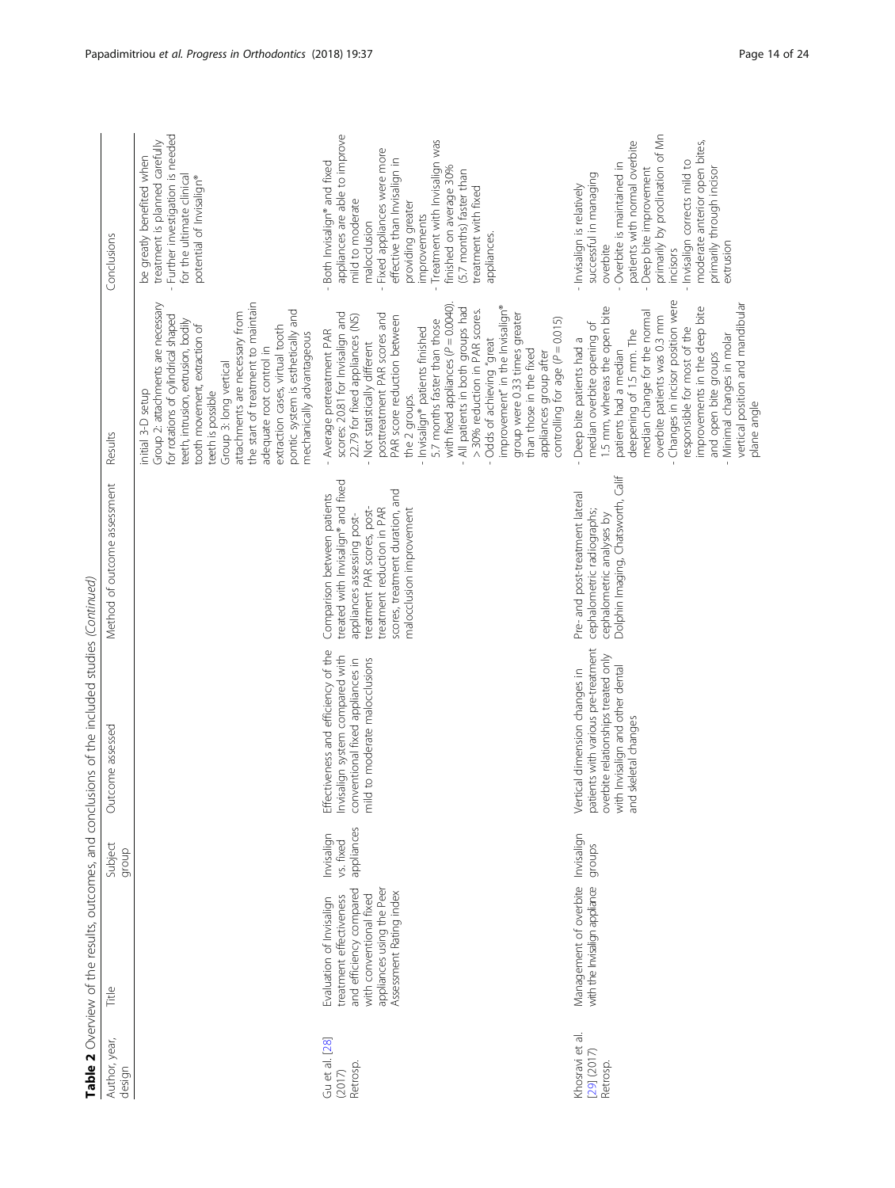**Table 2** Overview of the results, outcomes, and conclusions of the included studies *(Continued)*

| Author, year, design | Title | Subject group | Outcome assessed | Method of outcome assessment | Results | Conclusions |
|---|---|---|---|---|---|---|
| | | | | | initial 3-D setup<br>Group 2: attachments are necessary for rotations of cylindrical shaped teeth, intrusion, extrusion, bodily tooth movement, extraction of teeth is possible<br>Group 3: long vertical attachments are necessary from the start of treatment to maintain adequate root control in extraction cases, virtual tooth pontic system is esthetically and mechanically advantageous | be greatly benefited when treatment is planned carefully<br>- Further investigation is needed for the ultimate clinical potential of Invisalign® |
| Gu et al. [28] (2017) Retrosp. | Evaluation of Invisalign treatment effectiveness and efficiency compared with conventional fixed appliances using the Peer Assessment Rating index | Invisalign vs. fixed appliances | Effectiveness and efficiency of the Invisalign system compared with conventional fixed appliances in mild to moderate malocclusions | Comparison between patients treated with Invisalign® and fixed appliances assessing post-treatment PAR scores, post-treatment reduction in PAR scores, treatment duration, and malocclusion improvement | - Average pretreatment PAR scores: 20.81 for Invisalign and 22.79 for fixed appliances (NS)<br>- Not statistically different posttreatment PAR scores and PAR score reduction between the 2 groups.<br>- Invisalign® patients finished 5.7 months faster than those with fixed appliances ($P = 0.0040$).<br>- All patients in both groups had > 30% reduction in PAR scores.<br>- Odds of achieving "great improvement" in the Invisalign® group were 0.33 times greater than those in the fixed appliances group after controlling for age ($P = 0.015$) | - Both Invisalign® and fixed appliances are able to improve mild to moderate malocclusion<br>- Fixed appliances were more effective than Invisalign in providing greater improvements<br>- Treatment with Invisalign was finished on average 30% (5.7 months) faster than treatment with fixed appliances. |
| Khosravi et al. [29] (2017) Retrosp. | Management of overbite with the Invisalign appliance | Invisalign groups | Vertical dimension changes in patients with various pre-treatment overbite relationships treated only with Invisalign and other dental and skeletal changes | Pre- and post-treatment lateral cephalometric radiographs; cephalometric analyses by Dolphin Imaging, Chatsworth, Calif | - Deep bite patients had a median overbite opening of 1.5 mm, whereas the open bite patients had a median deepening of 1.5 mm. The median change for the normal overbite patients was 0.3 mm<br>- Changes in incisor position were responsible for most of the improvements in the deep bite and open bite groups<br>- Minimal changes in molar vertical position and mandibular plane angle | - Invisalign is relatively successful in managing overbite<br>- Overbite is maintained in patients with normal overbite<br>- Deep bite improvement primarily by proclination of Mn incisors<br>- Invisalign corrects mild to moderate anterior open bites, primarily through incisor extrusion |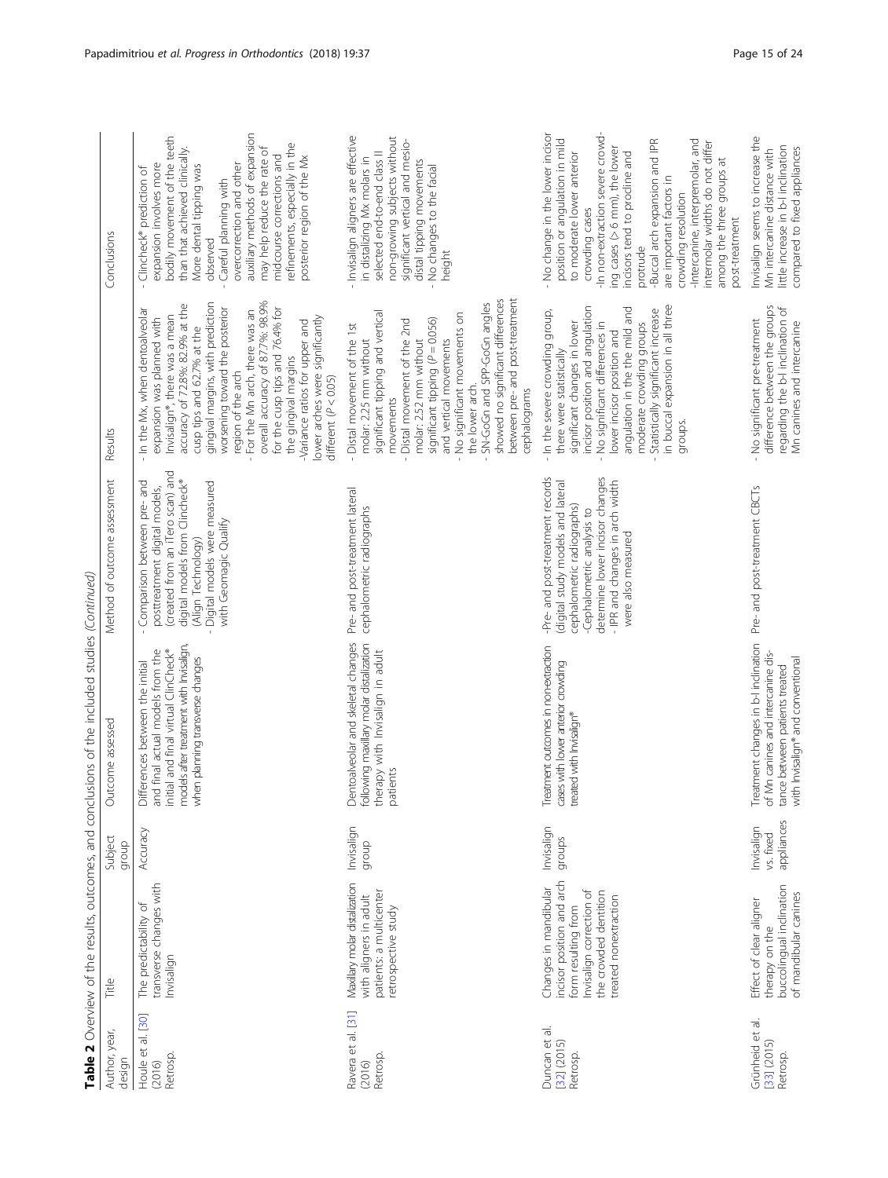**Table 2** Overview of the results, outcomes, and conclusions of the included studies *(Continued)*

| Author, year, design | Title | Subject group | Outcome assessed | Method of outcome assessment | Results | Conclusions |
|---|---|---|---|---|---|---|
| Houle et al. [30] (2016) Retrosp. | The predictability of transverse changes with Invisalign | Accuracy | Differences between the initial and final actual models from the initial and final virtual ClinCheck® models after treatment with Invisalign, when planning transverse changes | - Comparison between pre- and posttreatment digital models, (created from an iTero scan) and digital models from Clincheck® (Align Technology)<br>- Digital models were measured with Geomagic Qualify | - In the Mx, when dentoalveolar expansion was planned with Invisalign®, there was a mean accuracy of 72.8%: 82.9% at the cusp tips and 62.7% at the gingival margins, with prediction worsening toward the posterior region of the arch<br>- For the Mn arch, there was an overall accuracy of 87.7%: 98.9% for the cusp tips and 76.4% for the gingival margins<br>-Variance ratios for upper and lower arches were significantly different ($P < 0.05$) | - Clincheck® prediction of expansion involves more bodily movement of the teeth than that achieved clinically. More dental tipping was observed<br>- Careful planning with overcorrection and other auxiliary methods of expansion may help reduce the rate of midcourse corrections and refinements, especially in the posterior region of the Mx |
| Ravera et al. [31] (2016) Retrosp. | Maxillary molar distalization with aligners in adult patients: a multicenter retrospective study | Invisalign group | Dentoalveolar and skeletal changes following maxillary molar distalization therapy with Invisalign in adult patients | Pre- and post-treatment lateral cephalometric radiographs | - Distal movement of the 1st molar: 2.25 mm without significant tipping and vertical movements<br>- Distal movement of the 2nd molar: 2.52 mm without significant tipping ($P = 0.056$) and vertical movements<br>- No significant movements on the lower arch.<br>- SN-GoGn and SPP-GoGn angles showed no significant differences between pre- and post-treatment cephalograms | - Invisalign aligners are effective in distalizing Mx molars in selected end-to-end class II non-growing subjects without significant vertical and mesio-distal tipping movements<br>- No changes to the facial height |
| Duncan et al. [32] (2015) Retrosp. | Changes in mandibular incisor position and arch form resulting from Invisalign correction of the crowded dentition treated nonextraction | Invisalign groups | Treatment outcomes in non-extraction cases with lower anterior crowding treated with Invisalign® | -Pre- and post-treatment records (digital study models and lateral cephalometric radiographs)<br>-Cephalometric analysis to determine lower incisor changes<br>- IPR and changes in arch width were also measured | - In the severe crowding group, there were statistically significant changes in lower incisor position and angulation<br>- No significant differences in lower incisor position and angulation in the mild and moderate crowding groups<br>- Statistically significant increase in buccal expansion in all three groups. | - No change in the lower incisor position or angulation in mild to moderate lower anterior crowding cases<br>-In non-extraction severe crowding cases (> 6 mm), the lower incisors tend to procline and protrude<br>-Buccal arch expansion and IPR are important factors in crowding resolution<br>-Intercanine, interpremolar, and intermolar widths do not differ among the three groups at post-treatment |
| Grünheid et al. [33] (2015) Retrosp. | Effect of clear aligner therapy on the buccolingual inclination of mandibular canines | Invisalign vs. fixed appliances | Treatment changes in b-l inclination of Mn canines and intercanine distance between patients treated with Invisalign® and conventional | Pre- and post-treatment CBCTs | - No significant pre-treatment difference between the groups regarding the b-l inclination of Mn canines and intercanine | Invisalign seems to increase the Mn intercanine distance with little increase in b-l inclination compared to fixed appliances |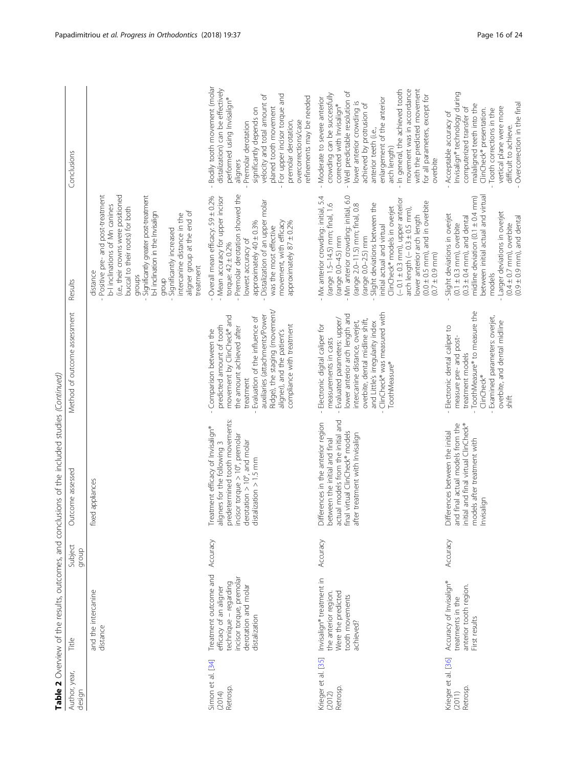**Table 2** Overview of the results, outcomes, and conclusions of the included studies *(Continued)*

| Author, year, design | Title | Subject group | Outcome assessed | Method of outcome assessment | Results | Conclusions |
|---|---|---|---|---|---|---|
| | and the intercanine distance | | fixed appliances | | distance<br>- Positive pre- and post-treatment b-l inclinations of Mn canines (i.e., their crowns were positioned buccal to their roots) for both groups<br>- Significantly greater post-treatment b-l inclination in the Invisalign group<br>- Significantly increased intercanine distance in the aligner group at the end of treatment | |
| Simon et al. [34] (2014) Retrosp. | Treatment outcome and efficacy of an aligner technique – regarding incisor torque, premolar derotation and molar distalization | Accuracy | Treatment efficacy of Invisalign® aligners for the following 3 predetermined tooth movements: incisor torque > 10°, premolar derotation > 10°, and molar distalization > 1.5 mm | - Comparison between the predicted amount of tooth movement by ClinCheck® and the amount achieved after treatment<br>- Evaluation of the influence of auxiliaries (attachments/Power Ridge), the staging (movement/aligner), and the patient's compliance with treatment | - Overall mean efficacy: 59 ± 0.2%<br>- Mean accuracy for upper incisor torque: 42 ± 0.2%<br>- Premolar derotation showed the lowest accuracy of approximately 40 ± 0.3%<br>- Distalization of an upper molar was the most effective movement, with efficacy approximately 87 ± 0.2% | - Bodily tooth movement (molar distalization) can be effectively performed using Invisalign® aligners<br>- Premolar derotation significantly depends on velocity and total amount of planed tooth movement<br>- For upper incisor torque and premolar derotation, overcorrections/case refinements may be needed |
| Krieger et al. [35] (2012) Retrosp. | Invisalign® treatment in the anterior region. Were the predicted tooth movements achieved? | Accuracy | Differences in the anterior region between the initial and final actual models from the initial and final virtual ClinCheck® models after treatment with Invisalign | - Electronic digital caliper for measurements in casts<br>- Evaluated parameters: upper/lower anterior arch length and intercanine distance, overjet, overbite, dental midline shift, and Little's irregularity index<br>- ClinCheck® was measured with ToothMeasure® | - Mx anterior crowding: initial, 5.4 (range 1.5–14.5) mm; final, 1.6 (range 0.0–4.5) mm<br>- Mn anterior crowding: initial, 6.0 (range 2.0–11.5) mm; final, 0.8 (range 0.0–2.5) mm<br>- Slight deviations between the initial actual and virtual ClinCheck® models in overjet (− 0.1 ± 0.3 mm), upper anterior arch length (− 0.3 ± 0.5 mm), lower anterior arch length (0.0 ± 0.5 mm), and in overbite (0.7 ± 0.9 mm) | - Moderate to severe anterior crowding can be successfully corrected with Invisalign®<br>- Well predictable resolution of lower anterior crowding is achieved by protrusion of anterior teeth (i.e., enlargement of the anterior arch length)<br>- In general, the achieved tooth movement was in accordance with the predicted movement for all parameters, except for overbite |
| Krieger et al. [36] (2011) Retrosp. | Accuracy of Invisalign® treatments in the anterior tooth region. First results | Accuracy | Differences between the initial and final actual models from the initial and final virtual ClinCheck® models after treatment with Invisalign | - Electronic dental caliper to measure pre- and post-treatment models<br>- ToothMeasure® to measure the ClinCheck®<br>- Examined parameters: overjet, overbite, and dental midline shift | - Slight deviations in overjet (0.1 ± 0.3 mm), overbite (0.3 ± 0.4 mm), and dental midline deviation (0.1 ± 0.4 mm) between initial actual and virtual models<br>- Larger deviations in overjet (0.4 ± 0.7 mm), overbite (0.9 ± 0.9 mm), and dental | - Acceptable accuracy of Invisalign® technology during computerized transfer of malaligned teeth into the ClinCheck® presentation.<br>- Tooth corrections in the vertical plane were more difficult to achieve.<br>- Overcorrection in the final |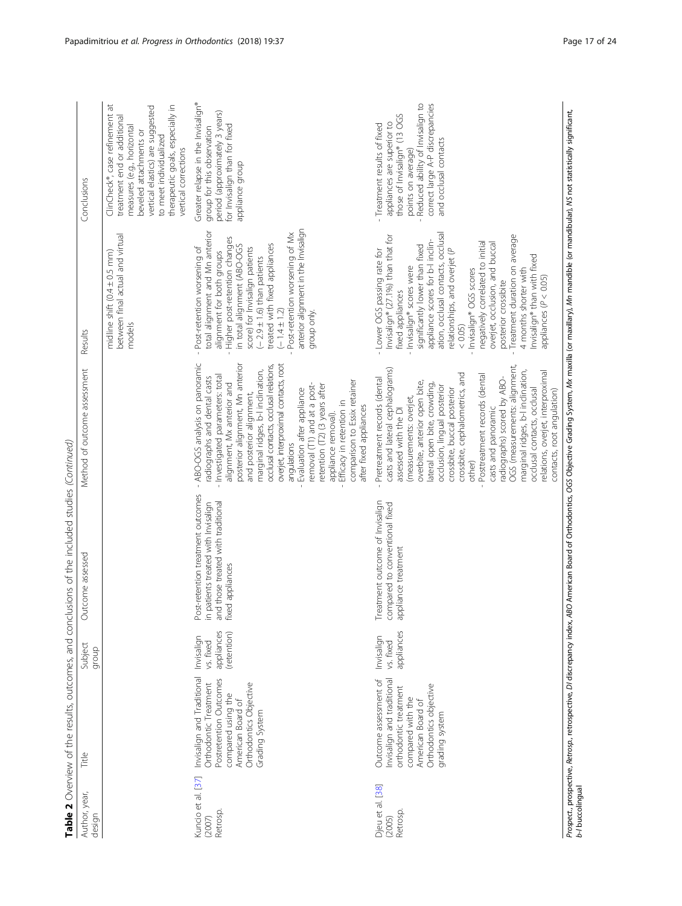**Table 2** Overview of the results, outcomes, and conclusions of the included studies *(Continued)*

| Author, year, design | Title | Subject group | Outcome assessed | Method of outcome assessment | Results | Conclusions |
|---|---|---|---|---|---|---|
| | | | | | midline shift (0.4 ± 0.5 mm) between final actual and virtual models | ClinCheck®, case refinement at treatment end or additional measures (e.g., horizontal beveled attachments or vertical elastics) are suggested to meet individualized therapeutic goals, especially in vertical corrections |
| Kuncio et al. [37] (2007) Retrosp. | Invisalign and Traditional Orthodontic Treatment Postretention Outcomes compared using the American Board of Orthodontics Objective Grading System | Invisalign vs. fixed appliances (retention) | Post-retention treatment outcomes in patients treated with Invisalign and those treated with traditional fixed appliances | - ABO-OGS analysis on panoramic radiographs and dental casts<br>- Investigated parameters: total alignment, Mx anterior and posterior alignment, Mn anterior and posterior alignment, marginal ridges, b-l inclination, occlusal contacts, occlusal relations, overjet, interproximal contacts, root angulations<br>- Evaluation after appliance removal (T1) and at a post-retention (T2) (3 years after appliance removal).<br>- Efficacy in retention in comparison to Essix retainer after fixed appliances | - Post-retention worsening of total alignment and Mn anterior alignment for both groups<br>- Higher post-retention changes in total alignment (ABO-OGS score) for Invisalign patients (− 2.9 ± 1.6) than patients treated with fixed appliances (− 1.4 ± 1.2)<br>- Post-retention worsening of Mx anterior alignment in the Invisalign group only. | Greater relapse in the Invisalign® group for this observation period (approximately 3 years) for Invisalign than for fixed appliance group |
| Djeu et al. [38] (2005) Retrosp. | Outcome assessment of Invisalign and traditional orthodontic treatment compared with the American Board of Orthodontics objective grading system | Invisalign vs. fixed appliances | Treatment outcome of Invisalign compared to conventional fixed appliance treatment | - Pretreatment records (dental casts and lateral cephalograms) assessed with the DI (measurements: overjet, overbite, anterior open bite, lateral open bite, crowding, occlusion, lingual posterior crossbite, buccal posterior crossbite, cephalometrics, and other)<br>- Posttreatment records (dental casts and panoramic radiographs) scored by ABO-OGS (measurements: alignment, marginal ridges, b-l inclination, occlusal contacts, occlusal relations, overjet, interproximal contacts, root angulation) | - Lower OGS passing rate for Invisalign® (27.1%) than that for fixed appliances<br>- Invisalign® scores were significantly lower than fixed appliance scores for b-l inclination, occlusal contacts, occlusal relationships, and overjet (*P* < 0.05)<br>- Invisalign® OGS scores negatively correlated to initial overjet, occlusion, and buccal posterior crossbite<br>- Treatment duration on average 4 months shorter with Invisalign® than with fixed appliances (*P* < 0.05) | - Treatment results of fixed appliances are superior to those of Invisalign® (13 OGS points on average)<br>- Reduced ability of Invisalign to correct large A-P discrepancies and occlusal contacts |

*Prospect.*, prospective, *Retrosp.*, retrospective, *DI* discrepancy index, *ABO* American Board of Orthodontics, *OGS* Objective Grading System, *Mx* maxilla (or maxillary), *Mn* mandible (or mandibular), *NS* not statistically significant, *b-l* buccolingual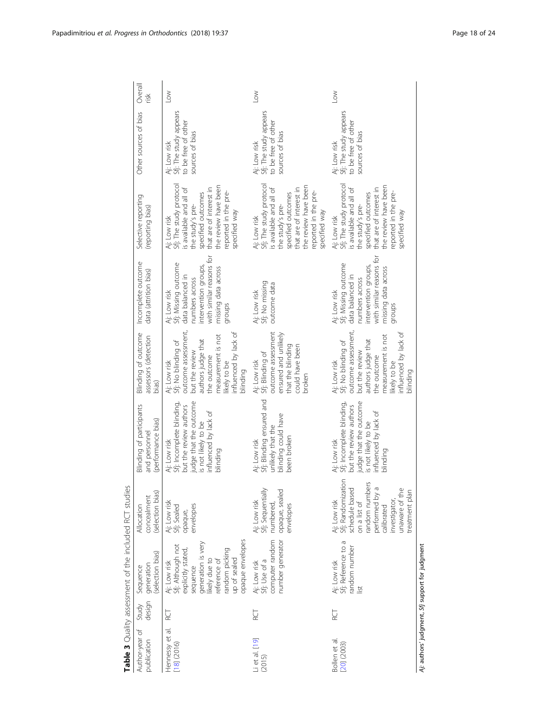**Table 3** Quality assessment of the included RCT studies

| Author-year of publication | Study design | Sequence generation (selection bias) | Allocation concealment (selection bias) | Blinding of participants and personnel (performance bias) | Blinding of outcome assessors (detection bias) | Incomplete outcome data (attrition bias) | Selective reporting (reporting bias) | Other sources of bias | Overall risk |
|---|---|---|---|---|---|---|---|---|---|
| Hennessy et al. [18] (2016) | RCT | Aj: Low risk Sfj: Although not explicitly stated, sequence generation is very likely due to reference of random picking up of sealed opaque envelopes | Aj: Low risk Sfj: Sealed opaque, envelopes | Aj: Low risk Sfj: Incomplete blinding, but the review authors judge that the outcome is not likely to be influenced by lack of blinding | Aj: Low risk Sfj: No blinding of outcome assessment, but the review authors judge that the outcome measurement is not likely to be influenced by lack of blinding | Aj: Low risk Sfj: Missing outcome data balanced in numbers across intervention groups, with similar reasons for missing data across groups | Aj: Low risk Sfj: The study protocol is available and all of the study's pre-specified outcomes that are of interest in the review have been reported in the pre-specified way | Aj: Low risk Sfj: The study appears to be free of other sources of bias | Low |
| Li et al. [19] (2015) | RCT | Aj: Low risk Sfj: Use of a computer random number generator | Aj: Low risk Sfj: Sequentially numbered, opaque, sealed envelopes | Aj: Low risk Sfj: Blinding ensured and unlikely that the blinding could have been broken | Aj: Low risk Sfj: Blinding of outcome assessment ensured and unlikely that the blinding could have been broken | Aj: Low risk Sfj: No missing outcome data | Aj: Low risk Sfj: The study protocol is available and all of the study's pre-specified outcomes that are of interest in the review have been reported in the pre-specified way | Aj: Low risk Sfj: The study appears to be free of other sources of bias | Low |
| Bollen et al. [20] (2003) | RCT | Aj: Low risk Sfj: Reference to a random number list | Aj: Low risk Sfj: Randomization schedule based on a list of random numbers performed by a calibrated investigator, unaware of the treatment plan | Aj: Low risk Sfj: Incomplete blinding, but the review authors judge that the outcome is not likely to be influenced by lack of blinding | Aj: Low risk Sfj: No blinding of outcome assessment, but the review authors judge that the outcome measurement is not likely to be influenced by lack of blinding | Aj: Low risk Sfj: Missing outcome data balanced in numbers across intervention groups, with similar reasons for missing data across groups | Aj: Low risk Sfj: The study protocol is available and all of the study's pre-specified outcomes that are of interest in the review have been reported in the pre-specified way | Aj: Low risk Sfj: The study appears to be free of other sources of bias | Low |

*Aj*: authors' judgment, *Sfj* support for judgment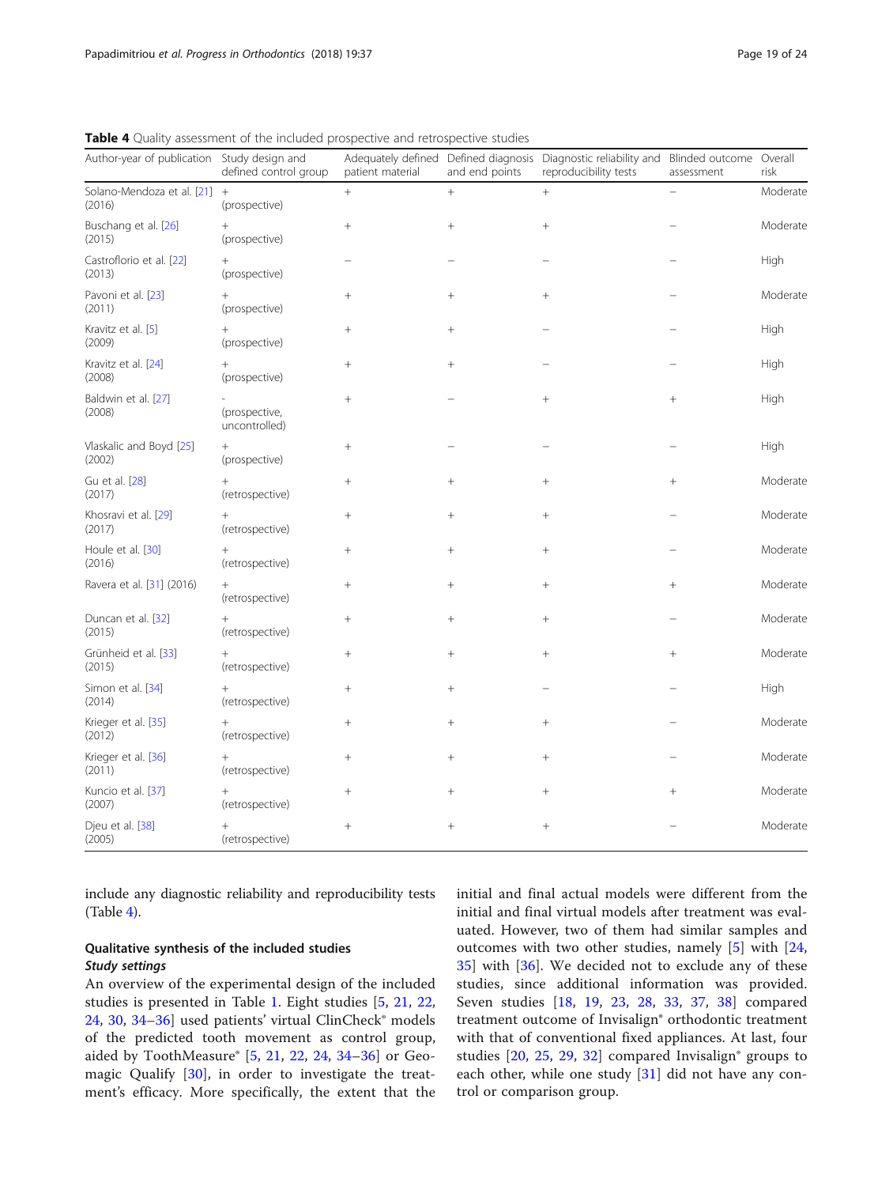**Table 4** Quality assessment of the included prospective and retrospective studies

| Author-year of publication | Study design and defined control group | Adequately defined patient material | Defined diagnosis and end points | Diagnostic reliability and reproducibility tests | Blinded outcome assessment | Overall risk |
|---|---|---|---|---|---|---|
| Solano-Mendoza et al. [21] (2016) | + (prospective) | + | + | + | – | Moderate |
| Buschang et al. [26] (2015) | + (prospective) | + | + | + | – | Moderate |
| Castroflorio et al. [22] (2013) | + (prospective) | – | – | – | – | High |
| Pavoni et al. [23] (2011) | + (prospective) | + | + | + | – | Moderate |
| Kravitz et al. [5] (2009) | + (prospective) | + | + | – | – | High |
| Kravitz et al. [24] (2008) | + (prospective) | + | + | – | – | High |
| Baldwin et al. [27] (2008) | - (prospective, uncontrolled) | + | – | + | + | High |
| Vlaskalic and Boyd [25] (2002) | + (prospective) | + | – | – | – | High |
| Gu et al. [28] (2017) | + (retrospective) | + | + | + | + | Moderate |
| Khosravi et al. [29] (2017) | + (retrospective) | + | + | + | – | Moderate |
| Houle et al. [30] (2016) | + (retrospective) | + | + | + | – | Moderate |
| Ravera et al. [31] (2016) | + (retrospective) | + | + | + | + | Moderate |
| Duncan et al. [32] (2015) | + (retrospective) | + | + | + | – | Moderate |
| Grünheid et al. [33] (2015) | + (retrospective) | + | + | + | + | Moderate |
| Simon et al. [34] (2014) | + (retrospective) | + | + | – | – | High |
| Krieger et al. [35] (2012) | + (retrospective) | + | + | + | – | Moderate |
| Krieger et al. [36] (2011) | + (retrospective) | + | + | + | – | Moderate |
| Kuncio et al. [37] (2007) | + (retrospective) | + | + | + | + | Moderate |
| Djeu et al. [38] (2005) | + (retrospective) | + | + | + | – | Moderate |

include any diagnostic reliability and reproducibility tests (Table 4).

## Qualitative synthesis of the included studies

### *Study settings*

An overview of the experimental design of the included studies is presented in Table 1. Eight studies [5, 21, 22, 24, 30, 34–36] used patients' virtual ClinCheck® models of the predicted tooth movement as control group, aided by ToothMeasure® [5, 21, 22, 24, 34–36] or Geomagic Qualify [30], in order to investigate the treatment's efficacy. More specifically, the extent that the initial and final actual models were different from the initial and final virtual models after treatment was evaluated. However, two of them had similar samples and outcomes with two other studies, namely [5] with [24, 35] with [36]. We decided not to exclude any of these studies, since additional information was provided. Seven studies [18, 19, 23, 28, 33, 37, 38] compared treatment outcome of Invisalign® orthodontic treatment with that of conventional fixed appliances. At last, four studies [20, 25, 29, 32] compared Invisalign® groups to each other, while one study [31] did not have any control or comparison group.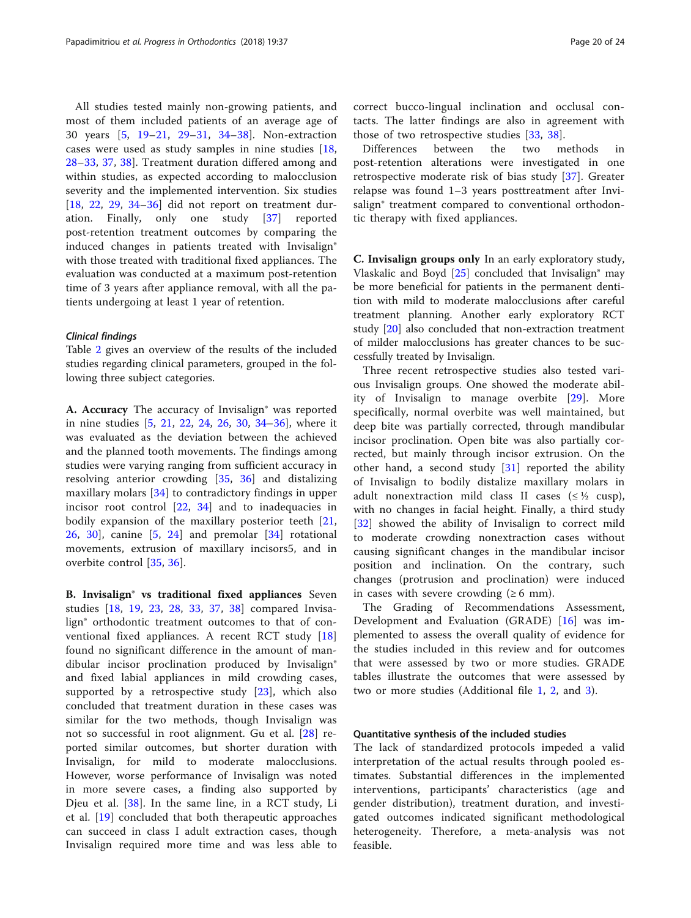All studies tested mainly non-growing patients, and most of them included patients of an average age of 30 years [5, 19–21, 29–31, 34–38]. Non-extraction cases were used as study samples in nine studies [18, 28–33, 37, 38]. Treatment duration differed among and within studies, as expected according to malocclusion severity and the implemented intervention. Six studies [18, 22, 29, 34–36] did not report on treatment duration. Finally, only one study [37] reported post-retention treatment outcomes by comparing the induced changes in patients treated with Invisalign® with those treated with traditional fixed appliances. The evaluation was conducted at a maximum post-retention time of 3 years after appliance removal, with all the patients undergoing at least 1 year of retention.

#### *Clinical findings*

Table 2 gives an overview of the results of the included studies regarding clinical parameters, grouped in the following three subject categories.

**A. Accuracy** The accuracy of Invisalign® was reported in nine studies [5, 21, 22, 24, 26, 30, 34–36], where it was evaluated as the deviation between the achieved and the planned tooth movements. The findings among studies were varying ranging from sufficient accuracy in resolving anterior crowding [35, 36] and distalizing maxillary molars [34] to contradictory findings in upper incisor root control [22, 34] and to inadequacies in bodily expansion of the maxillary posterior teeth [21, 26, 30], canine [5, 24] and premolar [34] rotational movements, extrusion of maxillary incisors5, and in overbite control [35, 36].

**B. Invisalign® vs traditional fixed appliances** Seven studies [18, 19, 23, 28, 33, 37, 38] compared Invisalign® orthodontic treatment outcomes to that of conventional fixed appliances. A recent RCT study [18] found no significant difference in the amount of mandibular incisor proclination produced by Invisalign® and fixed labial appliances in mild crowding cases, supported by a retrospective study [23], which also concluded that treatment duration in these cases was similar for the two methods, though Invisalign was not so successful in root alignment. Gu et al. [28] reported similar outcomes, but shorter duration with Invisalign, for mild to moderate malocclusions. However, worse performance of Invisalign was noted in more severe cases, a finding also supported by Djeu et al. [38]. In the same line, in a RCT study, Li et al. [19] concluded that both therapeutic approaches can succeed in class I adult extraction cases, though Invisalign required more time and was less able to correct bucco-lingual inclination and occlusal contacts. The latter findings are also in agreement with those of two retrospective studies [33, 38].

Differences between the two methods in post-retention alterations were investigated in one retrospective moderate risk of bias study [37]. Greater relapse was found 1–3 years posttreatment after Invisalign® treatment compared to conventional orthodontic therapy with fixed appliances.

**C. Invisalign groups only** In an early exploratory study, Vlaskalic and Boyd [25] concluded that Invisalign® may be more beneficial for patients in the permanent dentition with mild to moderate malocclusions after careful treatment planning. Another early exploratory RCT study [20] also concluded that non-extraction treatment of milder malocclusions has greater chances to be successfully treated by Invisalign.

Three recent retrospective studies also tested various Invisalign groups. One showed the moderate ability of Invisalign to manage overbite [29]. More specifically, normal overbite was well maintained, but deep bite was partially corrected, through mandibular incisor proclination. Open bite was also partially corrected, but mainly through incisor extrusion. On the other hand, a second study [31] reported the ability of Invisalign to bodily distalize maxillary molars in adult nonextraction mild class II cases (≤ ½ cusp), with no changes in facial height. Finally, a third study [32] showed the ability of Invisalign to correct mild to moderate crowding nonextraction cases without causing significant changes in the mandibular incisor position and inclination. On the contrary, such changes (protrusion and proclination) were induced in cases with severe crowding (≥ 6 mm).

The Grading of Recommendations Assessment, Development and Evaluation (GRADE) [16] was implemented to assess the overall quality of evidence for the studies included in this review and for outcomes that were assessed by two or more studies. GRADE tables illustrate the outcomes that were assessed by two or more studies (Additional file 1, 2, and 3).

### Quantitative synthesis of the included studies

The lack of standardized protocols impeded a valid interpretation of the actual results through pooled estimates. Substantial differences in the implemented interventions, participants' characteristics (age and gender distribution), treatment duration, and investigated outcomes indicated significant methodological heterogeneity. Therefore, a meta-analysis was not feasible.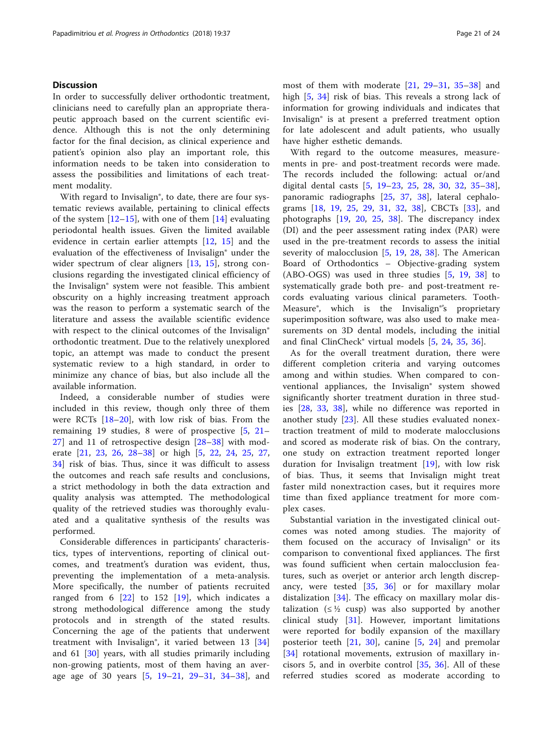## Discussion

In order to successfully deliver orthodontic treatment, clinicians need to carefully plan an appropriate therapeutic approach based on the current scientific evidence. Although this is not the only determining factor for the final decision, as clinical experience and patient's opinion also play an important role, this information needs to be taken into consideration to assess the possibilities and limitations of each treatment modality.

With regard to Invisalign®, to date, there are four systematic reviews available, pertaining to clinical effects of the system [12–15], with one of them [14] evaluating periodontal health issues. Given the limited available evidence in certain earlier attempts [12, 15] and the evaluation of the effectiveness of Invisalign® under the wider spectrum of clear aligners [13, 15], strong conclusions regarding the investigated clinical efficiency of the Invisalign® system were not feasible. This ambient obscurity on a highly increasing treatment approach was the reason to perform a systematic search of the literature and assess the available scientific evidence with respect to the clinical outcomes of the Invisalign® orthodontic treatment. Due to the relatively unexplored topic, an attempt was made to conduct the present systematic review to a high standard, in order to minimize any chance of bias, but also include all the available information.

Indeed, a considerable number of studies were included in this review, though only three of them were RCTs [18–20], with low risk of bias. From the remaining 19 studies, 8 were of prospective [5, 21–27] and 11 of retrospective design [28–38] with moderate [21, 23, 26, 28–38] or high [5, 22, 24, 25, 27, 34] risk of bias. Thus, since it was difficult to assess the outcomes and reach safe results and conclusions, a strict methodology in both the data extraction and quality analysis was attempted. The methodological quality of the retrieved studies was thoroughly evaluated and a qualitative synthesis of the results was performed.

Considerable differences in participants' characteristics, types of interventions, reporting of clinical outcomes, and treatment's duration was evident, thus, preventing the implementation of a meta-analysis. More specifically, the number of patients recruited ranged from 6 [22] to 152 [19], which indicates a strong methodological difference among the study protocols and in strength of the stated results. Concerning the age of the patients that underwent treatment with Invisalign®, it varied between 13 [34] and 61 [30] years, with all studies primarily including non-growing patients, most of them having an average age of 30 years [5, 19–21, 29–31, 34–38], and most of them with moderate [21, 29–31, 35–38] and high [5, 34] risk of bias. This reveals a strong lack of information for growing individuals and indicates that Invisalign® is at present a preferred treatment option for late adolescent and adult patients, who usually have higher esthetic demands.

With regard to the outcome measures, measurements in pre- and post-treatment records were made. The records included the following: actual or/and digital dental casts [5, 19–23, 25, 28, 30, 32, 35–38], panoramic radiographs [25, 37, 38], lateral cephalograms [18, 19, 25, 29, 31, 32, 38], CBCTs [33], and photographs [19, 20, 25, 38]. The discrepancy index (DI) and the peer assessment rating index (PAR) were used in the pre-treatment records to assess the initial severity of malocclusion [5, 19, 28, 38]. The American Board of Orthodontics – Objective-grading system (ABO-OGS) was used in three studies [5, 19, 38] to systematically grade both pre- and post-treatment records evaluating various clinical parameters. Tooth-Measure®, which is the Invisalign®'s proprietary superimposition software, was also used to make measurements on 3D dental models, including the initial and final ClinCheck® virtual models [5, 24, 35, 36].

As for the overall treatment duration, there were different completion criteria and varying outcomes among and within studies. When compared to conventional appliances, the Invisalign® system showed significantly shorter treatment duration in three studies [28, 33, 38], while no difference was reported in another study [23]. All these studies evaluated nonextraction treatment of mild to moderate malocclusions and scored as moderate risk of bias. On the contrary, one study on extraction treatment reported longer duration for Invisalign treatment [19], with low risk of bias. Thus, it seems that Invisalign might treat faster mild nonextraction cases, but it requires more time than fixed appliance treatment for more complex cases.

Substantial variation in the investigated clinical outcomes was noted among studies. The majority of them focused on the accuracy of Invisalign® or its comparison to conventional fixed appliances. The first was found sufficient when certain malocclusion features, such as overjet or anterior arch length discrepancy, were tested [35, 36] or for maxillary molar distalization [34]. The efficacy on maxillary molar distalization (≤ ½ cusp) was also supported by another clinical study [31]. However, important limitations were reported for bodily expansion of the maxillary posterior teeth [21, 30], canine [5, 24] and premolar [34] rotational movements, extrusion of maxillary incisors 5, and in overbite control [35, 36]. All of these referred studies scored as moderate according to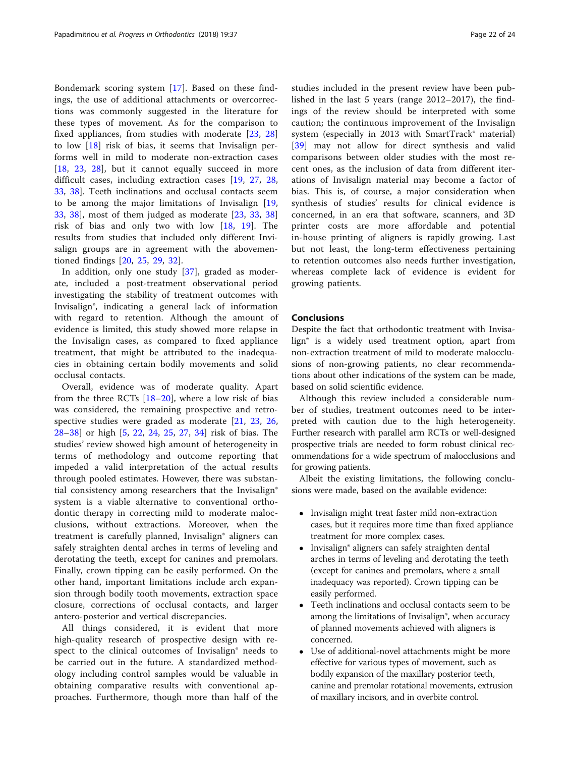Bondemark scoring system [17]. Based on these findings, the use of additional attachments or overcorrections was commonly suggested in the literature for these types of movement. As for the comparison to fixed appliances, from studies with moderate [23, 28] to low [18] risk of bias, it seems that Invisalign performs well in mild to moderate non-extraction cases [18, 23, 28], but it cannot equally succeed in more difficult cases, including extraction cases [19, 27, 28, 33, 38]. Teeth inclinations and occlusal contacts seem to be among the major limitations of Invisalign [19, 33, 38], most of them judged as moderate [23, 33, 38] risk of bias and only two with low [18, 19]. The results from studies that included only different Invisalign groups are in agreement with the abovementioned findings [20, 25, 29, 32].

In addition, only one study [37], graded as moderate, included a post-treatment observational period investigating the stability of treatment outcomes with Invisalign®, indicating a general lack of information with regard to retention. Although the amount of evidence is limited, this study showed more relapse in the Invisalign cases, as compared to fixed appliance treatment, that might be attributed to the inadequacies in obtaining certain bodily movements and solid occlusal contacts.

Overall, evidence was of moderate quality. Apart from the three RCTs [18–20], where a low risk of bias was considered, the remaining prospective and retrospective studies were graded as moderate [21, 23, 26, 28–38] or high [5, 22, 24, 25, 27, 34] risk of bias. The studies' review showed high amount of heterogeneity in terms of methodology and outcome reporting that impeded a valid interpretation of the actual results through pooled estimates. However, there was substantial consistency among researchers that the Invisalign® system is a viable alternative to conventional orthodontic therapy in correcting mild to moderate malocclusions, without extractions. Moreover, when the treatment is carefully planned, Invisalign® aligners can safely straighten dental arches in terms of leveling and derotating the teeth, except for canines and premolars. Finally, crown tipping can be easily performed. On the other hand, important limitations include arch expansion through bodily tooth movements, extraction space closure, corrections of occlusal contacts, and larger antero-posterior and vertical discrepancies.

All things considered, it is evident that more high-quality research of prospective design with respect to the clinical outcomes of Invisalign® needs to be carried out in the future. A standardized methodology including control samples would be valuable in obtaining comparative results with conventional approaches. Furthermore, though more than half of the studies included in the present review have been published in the last 5 years (range 2012–2017), the findings of the review should be interpreted with some caution; the continuous improvement of the Invisalign system (especially in 2013 with SmartTrack® material) [39] may not allow for direct synthesis and valid comparisons between older studies with the most recent ones, as the inclusion of data from different iterations of Invisalign material may become a factor of bias. This is, of course, a major consideration when synthesis of studies' results for clinical evidence is concerned, in an era that software, scanners, and 3D printer costs are more affordable and potential in-house printing of aligners is rapidly growing. Last but not least, the long-term effectiveness pertaining to retention outcomes also needs further investigation, whereas complete lack of evidence is evident for growing patients.

## Conclusions

Despite the fact that orthodontic treatment with Invisalign® is a widely used treatment option, apart from non-extraction treatment of mild to moderate malocclusions of non-growing patients, no clear recommendations about other indications of the system can be made, based on solid scientific evidence.

Although this review included a considerable number of studies, treatment outcomes need to be interpreted with caution due to the high heterogeneity. Further research with parallel arm RCTs or well-designed prospective trials are needed to form robust clinical recommendations for a wide spectrum of malocclusions and for growing patients.

Albeit the existing limitations, the following conclusions were made, based on the available evidence:

- Invisalign might treat faster mild non-extraction cases, but it requires more time than fixed appliance treatment for more complex cases.
- Invisalign® aligners can safely straighten dental arches in terms of leveling and derotating the teeth (except for canines and premolars, where a small inadequacy was reported). Crown tipping can be easily performed.
- Teeth inclinations and occlusal contacts seem to be among the limitations of Invisalign®, when accuracy of planned movements achieved with aligners is concerned.
- Use of additional-novel attachments might be more effective for various types of movement, such as bodily expansion of the maxillary posterior teeth, canine and premolar rotational movements, extrusion of maxillary incisors, and in overbite control.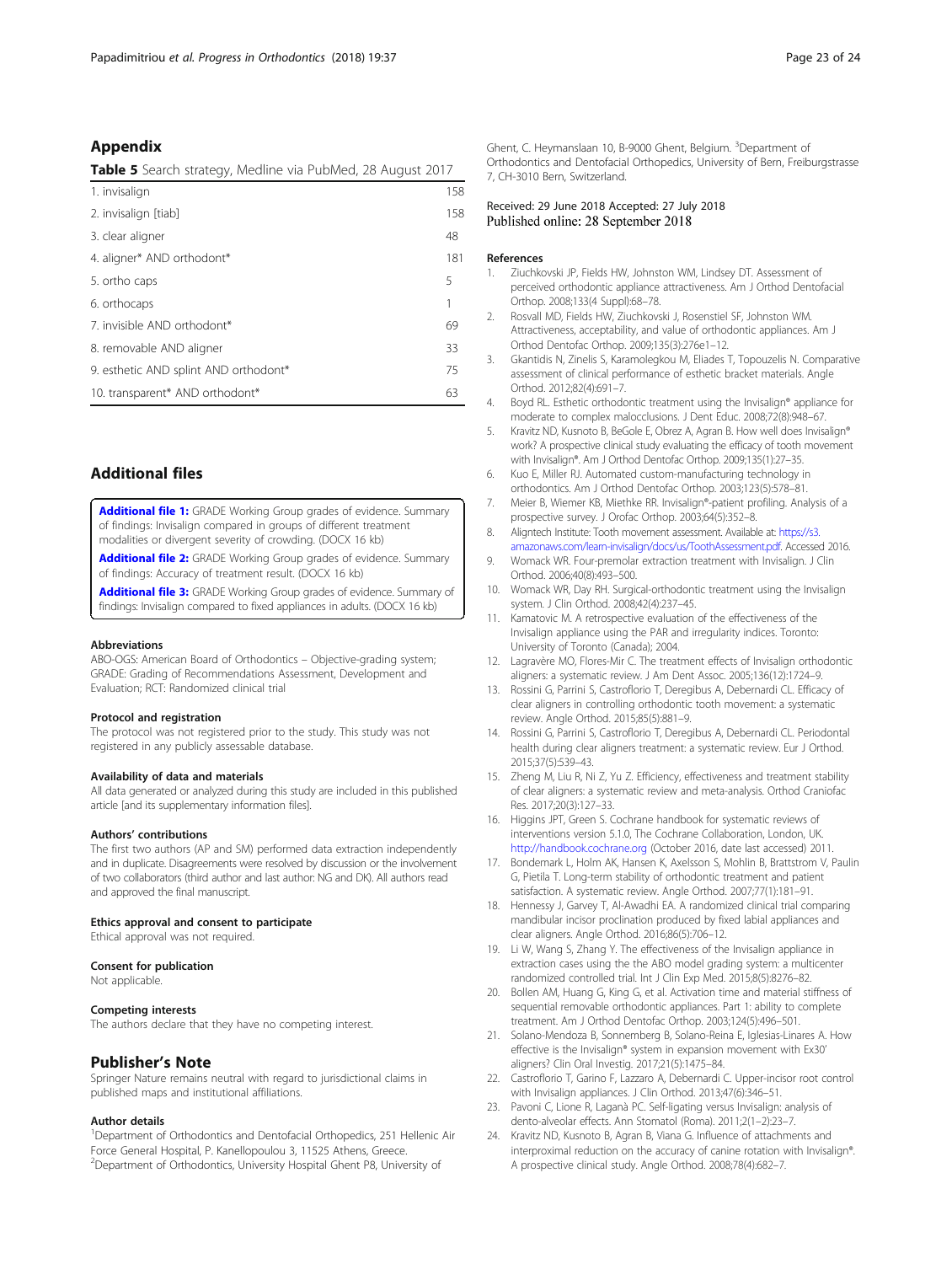## Appendix

**Table 5** Search strategy, Medline via PubMed, 28 August 2017

| | |
|---|---|
| 1. invisalign | 158 |
| 2. invisalign [tiab] | 158 |
| 3. clear aligner | 48 |
| 4. aligner* AND orthodont* | 181 |
| 5. ortho caps | 5 |
| 6. orthocaps | 1 |
| 7. invisible AND orthodont* | 69 |
| 8. removable AND aligner | 33 |
| 9. esthetic AND splint AND orthodont* | 75 |
| 10. transparent* AND orthodont* | 63 |

## Additional files

**Additional file 1:** GRADE Working Group grades of evidence. Summary of findings: Invisalign compared in groups of different treatment modalities or divergent severity of crowding. (DOCX 16 kb)

**Additional file 2:** GRADE Working Group grades of evidence. Summary of findings: Accuracy of treatment result. (DOCX 16 kb)

**Additional file 3:** GRADE Working Group grades of evidence. Summary of findings: Invisalign compared to fixed appliances in adults. (DOCX 16 kb)

### Abbreviations

ABO-OGS: American Board of Orthodontics – Objective-grading system; GRADE: Grading of Recommendations Assessment, Development and Evaluation; RCT: Randomized clinical trial

### Protocol and registration

The protocol was not registered prior to the study. This study was not registered in any publicly assessable database.

### Availability of data and materials

All data generated or analyzed during this study are included in this published article [and its supplementary information files].

### Authors' contributions

The first two authors (AP and SM) performed data extraction independently and in duplicate. Disagreements were resolved by discussion or the involvement of two collaborators (third author and last author: NG and DK). All authors read and approved the final manuscript.

### Ethics approval and consent to participate

Ethical approval was not required.

### Consent for publication

Not applicable.

### Competing interests

The authors declare that they have no competing interest.

## Publisher's Note

Springer Nature remains neutral with regard to jurisdictional claims in published maps and institutional affiliations.

### Author details

[1]Department of Orthodontics and Dentofacial Orthopedics, 251 Hellenic Air Force General Hospital, P. Kanellopoulou 3, 11525 Athens, Greece. [2]Department of Orthodontics, University Hospital Ghent P8, University of Ghent, C. Heymanslaan 10, B-9000 Ghent, Belgium. [3]Department of Orthodontics and Dentofacial Orthopedics, University of Bern, Freiburgstrasse 7, CH-3010 Bern, Switzerland.

Received: 29 June 2018 Accepted: 27 July 2018
Published online: 28 September 2018

### References

1. Ziuchkovski JP, Fields HW, Johnston WM, Lindsey DT. Assessment of perceived orthodontic appliance attractiveness. Am J Orthod Dentofacial Orthop. 2008;133(4 Suppl):68–78.
2. Rosvall MD, Fields HW, Ziuchkovski J, Rosenstiel SF, Johnston WM. Attractiveness, acceptability, and value of orthodontic appliances. Am J Orthod Dentofac Orthop. 2009;135(3):276e1–12.
3. Gkantidis N, Zinelis S, Karamolegkou M, Eliades T, Topouzelis N. Comparative assessment of clinical performance of esthetic bracket materials. Angle Orthod. 2012;82(4):691–7.
4. Boyd RL. Esthetic orthodontic treatment using the Invisalign® appliance for moderate to complex malocclusions. J Dent Educ. 2008;72(8):948–67.
5. Kravitz ND, Kusnoto B, BeGole E, Obrez A, Agran B. How well does Invisalign® work? A prospective clinical study evaluating the efficacy of tooth movement with Invisalign®. Am J Orthod Dentofac Orthop. 2009;135(1):27–35.
6. Kuo E, Miller RJ. Automated custom-manufacturing technology in orthodontics. Am J Orthod Dentofac Orthop. 2003;123(5):578–81.
7. Meier B, Wiemer KB, Miethke RR. Invisalign®-patient profiling. Analysis of a prospective survey. J Orofac Orthop. 2003;64(5):352–8.
8. Aligntech Institute: Tooth movement assessment. Available at: https://s3.amazonaws.com/learn-invisalign/docs/us/ToothAssessment.pdf. Accessed 2016.
9. Womack WR. Four-premolar extraction treatment with Invisalign. J Clin Orthod. 2006;40(8):493–500.
10. Womack WR, Day RH. Surgical-orthodontic treatment using the Invisalign system. J Clin Orthod. 2008;42(4):237–45.
11. Kamatovic M. A retrospective evaluation of the effectiveness of the Invisalign appliance using the PAR and irregularity indices. Toronto: University of Toronto (Canada); 2004.
12. Lagravère MO, Flores-Mir C. The treatment effects of Invisalign orthodontic aligners: a systematic review. J Am Dent Assoc. 2005;136(12):1724–9.
13. Rossini G, Parrini S, Castroflorio T, Deregibus A, Debernardi CL. Efficacy of clear aligners in controlling orthodontic tooth movement: a systematic review. Angle Orthod. 2015;85(5):881–9.
14. Rossini G, Parrini S, Castroflorio T, Deregibus A, Debernardi CL. Periodontal health during clear aligners treatment: a systematic review. Eur J Orthod. 2015;37(5):539–43.
15. Zheng M, Liu R, Ni Z, Yu Z. Efficiency, effectiveness and treatment stability of clear aligners: a systematic review and meta-analysis. Orthod Craniofac Res. 2017;20(3):127–33.
16. Higgins JPT, Green S. Cochrane handbook for systematic reviews of interventions version 5.1.0, The Cochrane Collaboration, London, UK. http://handbook.cochrane.org (October 2016, date last accessed) 2011.
17. Bondemark L, Holm AK, Hansen K, Axelsson S, Mohlin B, Brattstrom V, Paulin G, Pietila T. Long-term stability of orthodontic treatment and patient satisfaction. A systematic review. Angle Orthod. 2007;77(1):181–91.
18. Hennessy J, Garvey T, Al-Awadhi EA. A randomized clinical trial comparing mandibular incisor proclination produced by fixed labial appliances and clear aligners. Angle Orthod. 2016;86(5):706–12.
19. Li W, Wang S, Zhang Y. The effectiveness of the Invisalign appliance in extraction cases using the the ABO model grading system: a multicenter randomized controlled trial. Int J Clin Exp Med. 2015;8(5):8276–82.
20. Bollen AM, Huang G, King G, et al. Activation time and material stiffness of sequential removable orthodontic appliances. Part 1: ability to complete treatment. Am J Orthod Dentofac Orthop. 2003;124(5):496–501.
21. Solano-Mendoza B, Sonnemberg B, Solano-Reina E, Iglesias-Linares A. How effective is the Invisalign® system in expansion movement with Ex30' aligners? Clin Oral Investig. 2017;21(5):1475–84.
22. Castroflorio T, Garino F, Lazzaro A, Debernardi C. Upper-incisor root control with Invisalign appliances. J Clin Orthod. 2013;47(6):346–51.
23. Pavoni C, Lione R, Laganà PC. Self-ligating versus Invisalign: analysis of dento-alveolar effects. Ann Stomatol (Roma). 2011;2(1–2):23–7.
24. Kravitz ND, Kusnoto B, Agran B, Viana G. Influence of attachments and interproximal reduction on the accuracy of canine rotation with Invisalign®. A prospective clinical study. Angle Orthod. 2008;78(4):682–7.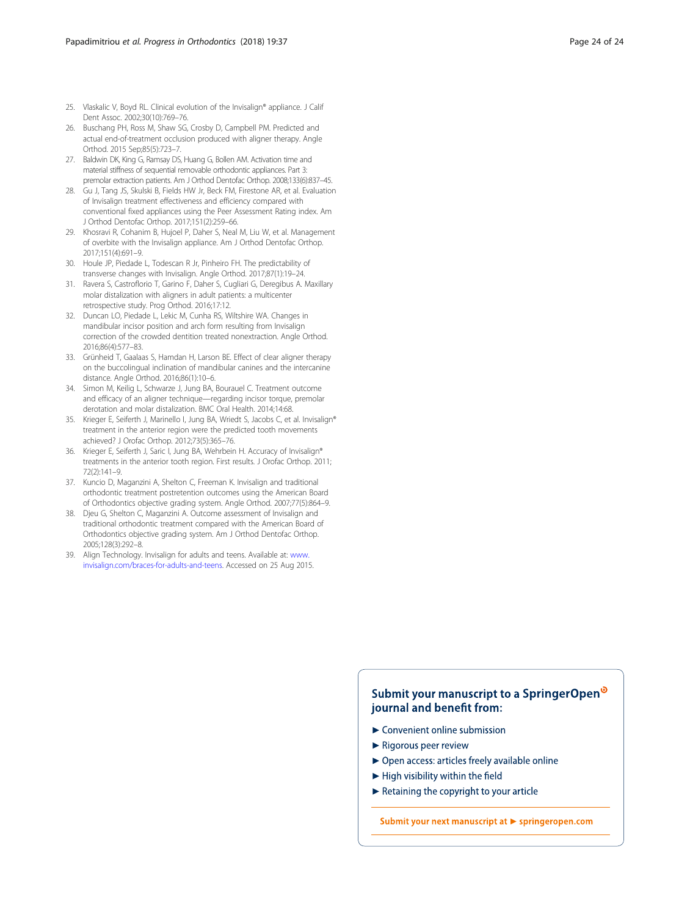25. Vlaskalic V, Boyd RL. Clinical evolution of the Invisalign® appliance. J Calif Dent Assoc. 2002;30(10):769–76.
26. Buschang PH, Ross M, Shaw SG, Crosby D, Campbell PM. Predicted and actual end-of-treatment occlusion produced with aligner therapy. Angle Orthod. 2015 Sep;85(5):723–7.
27. Baldwin DK, King G, Ramsay DS, Huang G, Bollen AM. Activation time and material stiffness of sequential removable orthodontic appliances. Part 3: premolar extraction patients. Am J Orthod Dentofac Orthop. 2008;133(6):837–45.
28. Gu J, Tang JS, Skulski B, Fields HW Jr, Beck FM, Firestone AR, et al. Evaluation of Invisalign treatment effectiveness and efficiency compared with conventional fixed appliances using the Peer Assessment Rating index. Am J Orthod Dentofac Orthop. 2017;151(2):259–66.
29. Khosravi R, Cohanim B, Hujoel P, Daher S, Neal M, Liu W, et al. Management of overbite with the Invisalign appliance. Am J Orthod Dentofac Orthop. 2017;151(4):691–9.
30. Houle JP, Piedade L, Todescan R Jr, Pinheiro FH. The predictability of transverse changes with Invisalign. Angle Orthod. 2017;87(1):19–24.
31. Ravera S, Castroflorio T, Garino F, Daher S, Cugliari G, Deregibus A. Maxillary molar distalization with aligners in adult patients: a multicenter retrospective study. Prog Orthod. 2016;17:12.
32. Duncan LO, Piedade L, Lekic M, Cunha RS, Wiltshire WA. Changes in mandibular incisor position and arch form resulting from Invisalign correction of the crowded dentition treated nonextraction. Angle Orthod. 2016;86(4):577–83.
33. Grünheid T, Gaalaas S, Hamdan H, Larson BE. Effect of clear aligner therapy on the buccolingual inclination of mandibular canines and the intercanine distance. Angle Orthod. 2016;86(1):10–6.
34. Simon M, Keilig L, Schwarze J, Jung BA, Bourauel C. Treatment outcome and efficacy of an aligner technique—regarding incisor torque, premolar derotation and molar distalization. BMC Oral Health. 2014;14:68.
35. Krieger E, Seiferth J, Marinello I, Jung BA, Wriedt S, Jacobs C, et al. Invisalign® treatment in the anterior region were the predicted tooth movements achieved? J Orofac Orthop. 2012;73(5):365–76.
36. Krieger E, Seiferth J, Saric I, Jung BA, Wehrbein H. Accuracy of Invisalign® treatments in the anterior tooth region. First results. J Orofac Orthop. 2011; 72(2):141–9.
37. Kuncio D, Maganzini A, Shelton C, Freeman K. Invisalign and traditional orthodontic treatment postretention outcomes using the American Board of Orthodontics objective grading system. Angle Orthod. 2007;77(5):864–9.
38. Djeu G, Shelton C, Maganzini A. Outcome assessment of Invisalign and traditional orthodontic treatment compared with the American Board of Orthodontics objective grading system. Am J Orthod Dentofac Orthop. 2005;128(3):292–8.
39. Align Technology. Invisalign for adults and teens. Available at: www.invisalign.com/braces-for-adults-and-teens. Accessed on 25 Aug 2015.

**Submit your manuscript to a SpringerOpen journal and benefit from:**

- ► Convenient online submission
- ► Rigorous peer review
- ► Open access: articles freely available online
- ► High visibility within the field
- ► Retaining the copyright to your article

**Submit your next manuscript at ► springeropen.com**